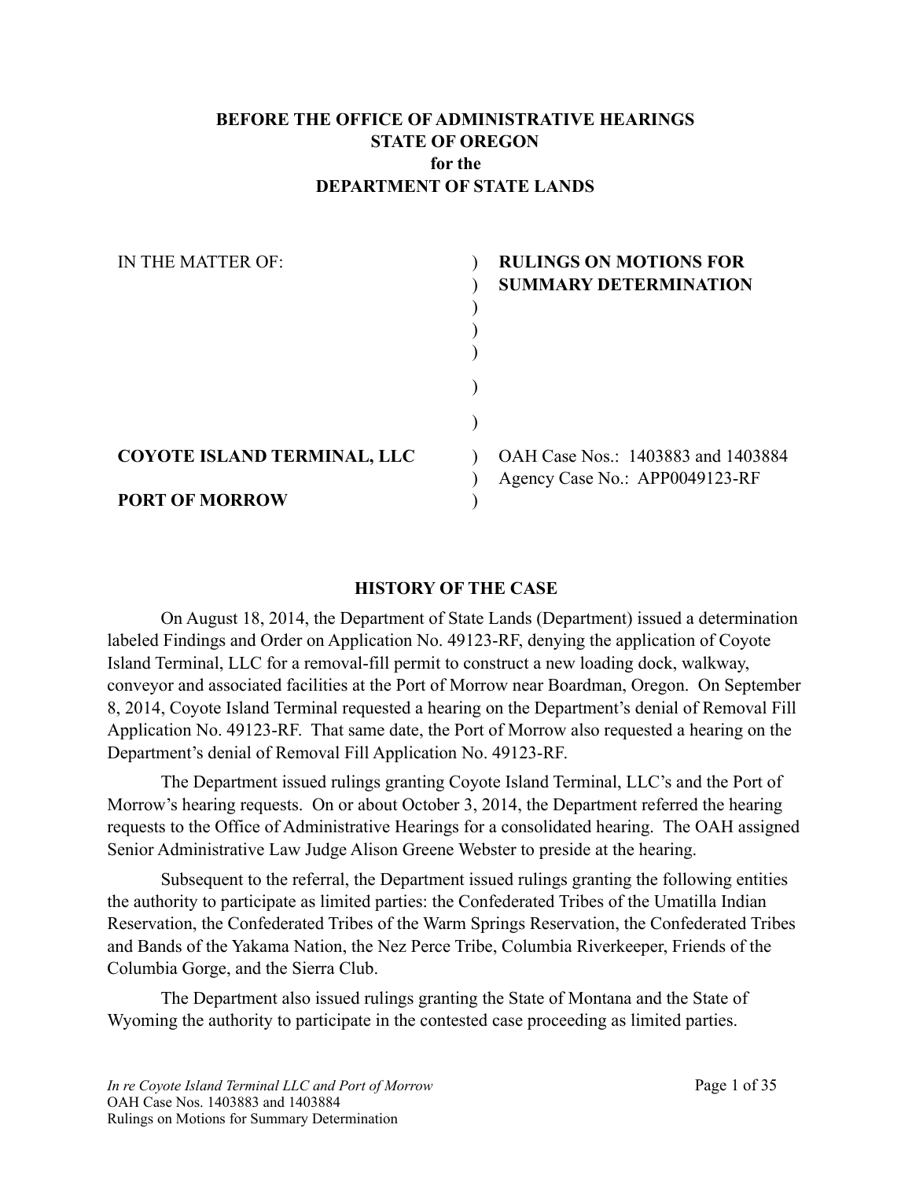**BEFORE THE OFFICE OF ADMINISTRATIVE HEARINGS**
**STATE OF OREGON**
**for the**
**DEPARTMENT OF STATE LANDS**

| IN THE MATTER OF: | **RULINGS ON MOTIONS FOR SUMMARY DETERMINATION** |
|---|---|
| **COYOTE ISLAND TERMINAL, LLC** | OAH Case Nos.: 1403883 and 1403884 |
| **PORT OF MORROW** | Agency Case No.: APP0049123-RF |

## HISTORY OF THE CASE

On August 18, 2014, the Department of State Lands (Department) issued a determination labeled Findings and Order on Application No. 49123-RF, denying the application of Coyote Island Terminal, LLC for a removal-fill permit to construct a new loading dock, walkway, conveyor and associated facilities at the Port of Morrow near Boardman, Oregon. On September 8, 2014, Coyote Island Terminal requested a hearing on the Department's denial of Removal Fill Application No. 49123-RF. That same date, the Port of Morrow also requested a hearing on the Department's denial of Removal Fill Application No. 49123-RF.

The Department issued rulings granting Coyote Island Terminal, LLC's and the Port of Morrow's hearing requests. On or about October 3, 2014, the Department referred the hearing requests to the Office of Administrative Hearings for a consolidated hearing. The OAH assigned Senior Administrative Law Judge Alison Greene Webster to preside at the hearing.

Subsequent to the referral, the Department issued rulings granting the following entities the authority to participate as limited parties: the Confederated Tribes of the Umatilla Indian Reservation, the Confederated Tribes of the Warm Springs Reservation, the Confederated Tribes and Bands of the Yakama Nation, the Nez Perce Tribe, Columbia Riverkeeper, Friends of the Columbia Gorge, and the Sierra Club.

The Department also issued rulings granting the State of Montana and the State of Wyoming the authority to participate in the contested case proceeding as limited parties.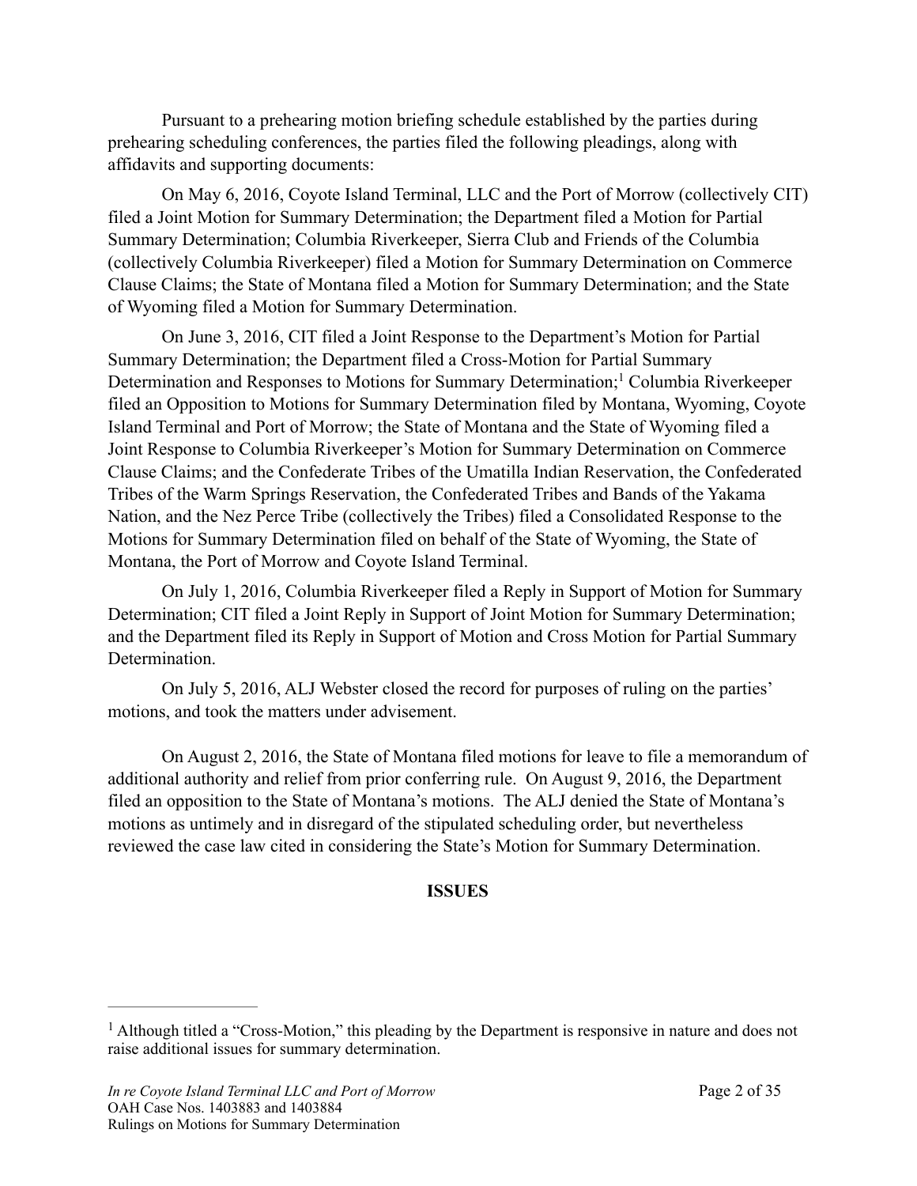Pursuant to a prehearing motion briefing schedule established by the parties during prehearing scheduling conferences, the parties filed the following pleadings, along with affidavits and supporting documents:

On May 6, 2016, Coyote Island Terminal, LLC and the Port of Morrow (collectively CIT) filed a Joint Motion for Summary Determination; the Department filed a Motion for Partial Summary Determination; Columbia Riverkeeper, Sierra Club and Friends of the Columbia (collectively Columbia Riverkeeper) filed a Motion for Summary Determination on Commerce Clause Claims; the State of Montana filed a Motion for Summary Determination; and the State of Wyoming filed a Motion for Summary Determination.

On June 3, 2016, CIT filed a Joint Response to the Department's Motion for Partial Summary Determination; the Department filed a Cross-Motion for Partial Summary Determination and Responses to Motions for Summary Determination;[1] Columbia Riverkeeper filed an Opposition to Motions for Summary Determination filed by Montana, Wyoming, Coyote Island Terminal and Port of Morrow; the State of Montana and the State of Wyoming filed a Joint Response to Columbia Riverkeeper's Motion for Summary Determination on Commerce Clause Claims; and the Confederate Tribes of the Umatilla Indian Reservation, the Confederated Tribes of the Warm Springs Reservation, the Confederated Tribes and Bands of the Yakama Nation, and the Nez Perce Tribe (collectively the Tribes) filed a Consolidated Response to the Motions for Summary Determination filed on behalf of the State of Wyoming, the State of Montana, the Port of Morrow and Coyote Island Terminal.

On July 1, 2016, Columbia Riverkeeper filed a Reply in Support of Motion for Summary Determination; CIT filed a Joint Reply in Support of Joint Motion for Summary Determination; and the Department filed its Reply in Support of Motion and Cross Motion for Partial Summary Determination.

On July 5, 2016, ALJ Webster closed the record for purposes of ruling on the parties' motions, and took the matters under advisement.

On August 2, 2016, the State of Montana filed motions for leave to file a memorandum of additional authority and relief from prior conferring rule. On August 9, 2016, the Department filed an opposition to the State of Montana's motions. The ALJ denied the State of Montana's motions as untimely and in disregard of the stipulated scheduling order, but nevertheless reviewed the case law cited in considering the State's Motion for Summary Determination.

## ISSUES

---

[1] Although titled a "Cross-Motion," this pleading by the Department is responsive in nature and does not raise additional issues for summary determination.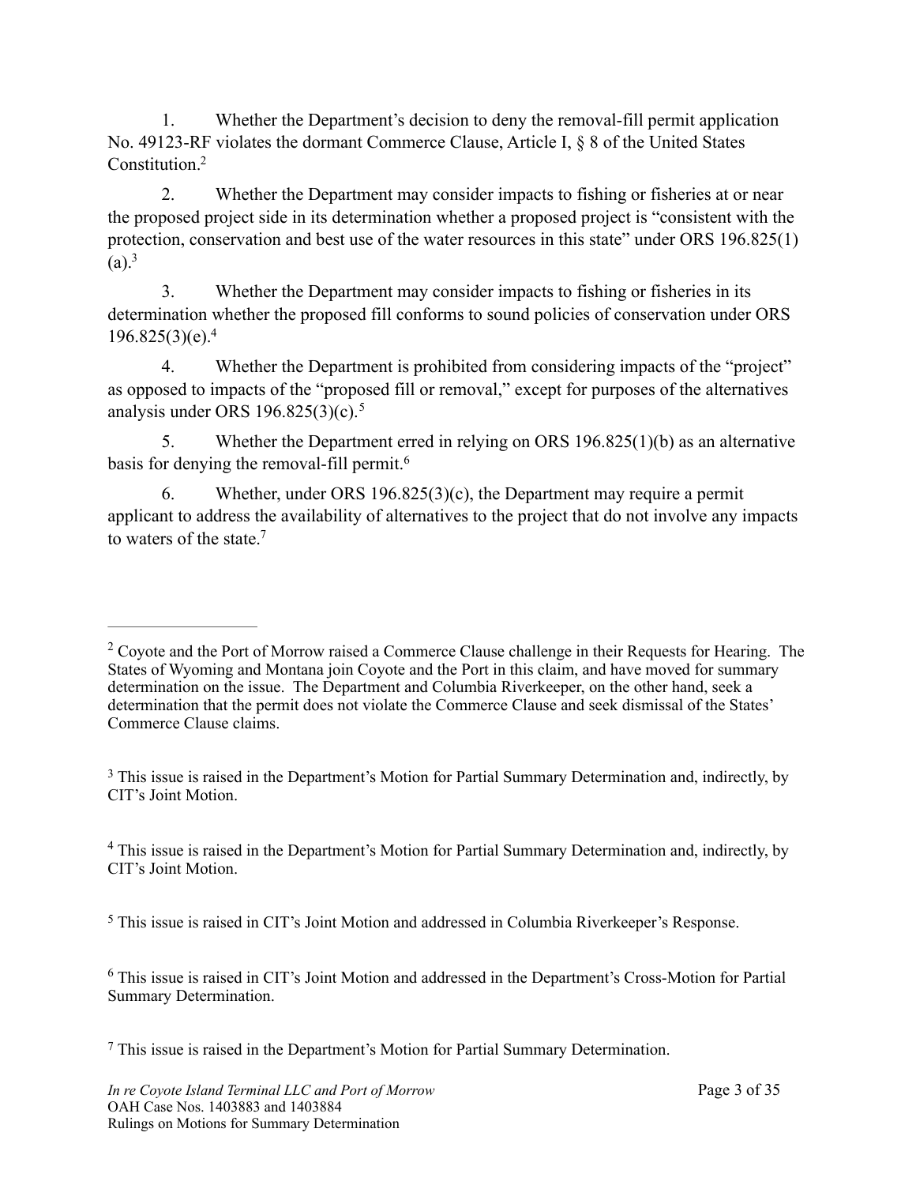1. Whether the Department's decision to deny the removal-fill permit application No. 49123-RF violates the dormant Commerce Clause, Article I, § 8 of the United States Constitution.[2]

2. Whether the Department may consider impacts to fishing or fisheries at or near the proposed project side in its determination whether a proposed project is "consistent with the protection, conservation and best use of the water resources in this state" under ORS 196.825(1)(a).[3]

3. Whether the Department may consider impacts to fishing or fisheries in its determination whether the proposed fill conforms to sound policies of conservation under ORS 196.825(3)(e).[4]

4. Whether the Department is prohibited from considering impacts of the "project" as opposed to impacts of the "proposed fill or removal," except for purposes of the alternatives analysis under ORS 196.825(3)(c).[5]

5. Whether the Department erred in relying on ORS 196.825(1)(b) as an alternative basis for denying the removal-fill permit.[6]

6. Whether, under ORS 196.825(3)(c), the Department may require a permit applicant to address the availability of alternatives to the project that do not involve any impacts to waters of the state.[7]

---

[2] Coyote and the Port of Morrow raised a Commerce Clause challenge in their Requests for Hearing. The States of Wyoming and Montana join Coyote and the Port in this claim, and have moved for summary determination on the issue. The Department and Columbia Riverkeeper, on the other hand, seek a determination that the permit does not violate the Commerce Clause and seek dismissal of the States' Commerce Clause claims.

[3] This issue is raised in the Department's Motion for Partial Summary Determination and, indirectly, by CIT's Joint Motion.

[4] This issue is raised in the Department's Motion for Partial Summary Determination and, indirectly, by CIT's Joint Motion.

[5] This issue is raised in CIT's Joint Motion and addressed in Columbia Riverkeeper's Response.

[6] This issue is raised in CIT's Joint Motion and addressed in the Department's Cross-Motion for Partial Summary Determination.

[7] This issue is raised in the Department's Motion for Partial Summary Determination.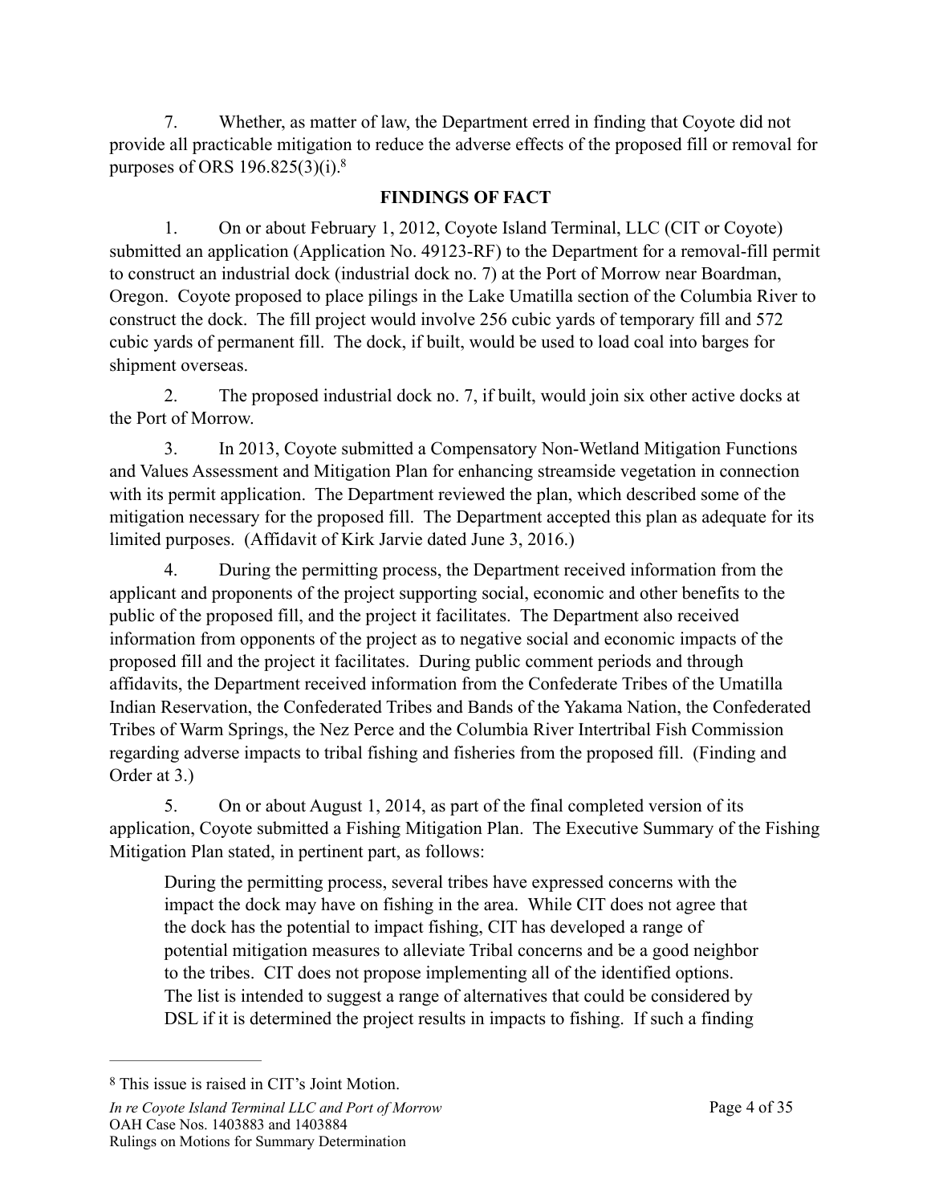7. Whether, as matter of law, the Department erred in finding that Coyote did not provide all practicable mitigation to reduce the adverse effects of the proposed fill or removal for purposes of ORS 196.825(3)(i).[8]

## FINDINGS OF FACT

1. On or about February 1, 2012, Coyote Island Terminal, LLC (CIT or Coyote) submitted an application (Application No. 49123-RF) to the Department for a removal-fill permit to construct an industrial dock (industrial dock no. 7) at the Port of Morrow near Boardman, Oregon. Coyote proposed to place pilings in the Lake Umatilla section of the Columbia River to construct the dock. The fill project would involve 256 cubic yards of temporary fill and 572 cubic yards of permanent fill. The dock, if built, would be used to load coal into barges for shipment overseas.

2. The proposed industrial dock no. 7, if built, would join six other active docks at the Port of Morrow.

3. In 2013, Coyote submitted a Compensatory Non-Wetland Mitigation Functions and Values Assessment and Mitigation Plan for enhancing streamside vegetation in connection with its permit application. The Department reviewed the plan, which described some of the mitigation necessary for the proposed fill. The Department accepted this plan as adequate for its limited purposes. (Affidavit of Kirk Jarvie dated June 3, 2016.)

4. During the permitting process, the Department received information from the applicant and proponents of the project supporting social, economic and other benefits to the public of the proposed fill, and the project it facilitates. The Department also received information from opponents of the project as to negative social and economic impacts of the proposed fill and the project it facilitates. During public comment periods and through affidavits, the Department received information from the Confederate Tribes of the Umatilla Indian Reservation, the Confederated Tribes and Bands of the Yakama Nation, the Confederated Tribes of Warm Springs, the Nez Perce and the Columbia River Intertribal Fish Commission regarding adverse impacts to tribal fishing and fisheries from the proposed fill. (Finding and Order at 3.)

5. On or about August 1, 2014, as part of the final completed version of its application, Coyote submitted a Fishing Mitigation Plan. The Executive Summary of the Fishing Mitigation Plan stated, in pertinent part, as follows:

> During the permitting process, several tribes have expressed concerns with the impact the dock may have on fishing in the area. While CIT does not agree that the dock has the potential to impact fishing, CIT has developed a range of potential mitigation measures to alleviate Tribal concerns and be a good neighbor to the tribes. CIT does not propose implementing all of the identified options. The list is intended to suggest a range of alternatives that could be considered by DSL if it is determined the project results in impacts to fishing. If such a finding

---

[8] This issue is raised in CIT's Joint Motion.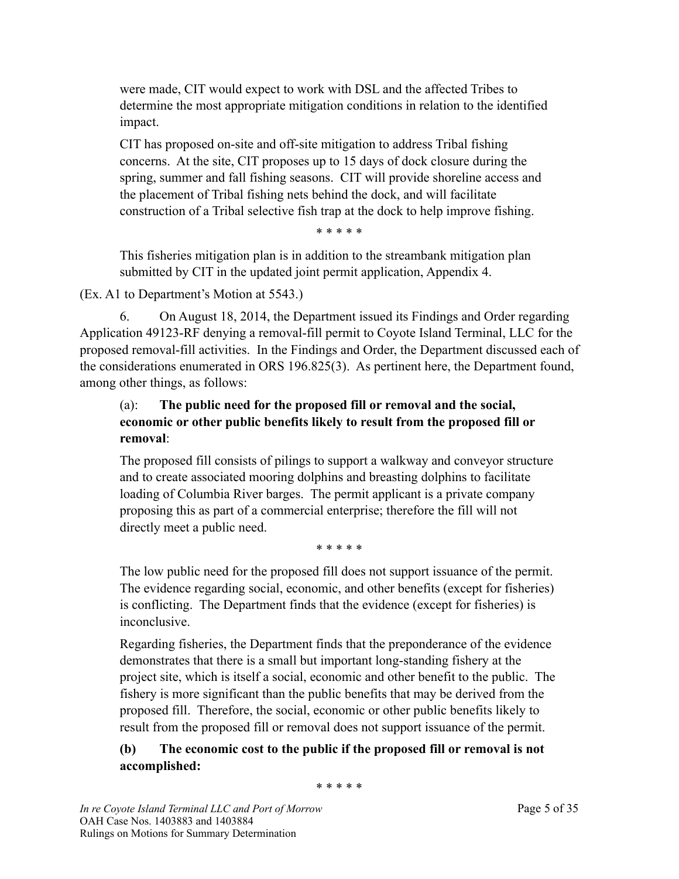were made, CIT would expect to work with DSL and the affected Tribes to determine the most appropriate mitigation conditions in relation to the identified impact.

> CIT has proposed on-site and off-site mitigation to address Tribal fishing concerns. At the site, CIT proposes up to 15 days of dock closure during the spring, summer and fall fishing seasons. CIT will provide shoreline access and the placement of Tribal fishing nets behind the dock, and will facilitate construction of a Tribal selective fish trap at the dock to help improve fishing.
>
> \* \* \* \* \*
>
> This fisheries mitigation plan is in addition to the streambank mitigation plan submitted by CIT in the updated joint permit application, Appendix 4.

(Ex. A1 to Department's Motion at 5543.)

6. On August 18, 2014, the Department issued its Findings and Order regarding Application 49123-RF denying a removal-fill permit to Coyote Island Terminal, LLC for the proposed removal-fill activities. In the Findings and Order, the Department discussed each of the considerations enumerated in ORS 196.825(3). As pertinent here, the Department found, among other things, as follows:

> (a): **The public need for the proposed fill or removal and the social, economic or other public benefits likely to result from the proposed fill or removal**:
>
> The proposed fill consists of pilings to support a walkway and conveyor structure and to create associated mooring dolphins and breasting dolphins to facilitate loading of Columbia River barges. The permit applicant is a private company proposing this as part of a commercial enterprise; therefore the fill will not directly meet a public need.
>
> \* \* \* \* \*
>
> The low public need for the proposed fill does not support issuance of the permit. The evidence regarding social, economic, and other benefits (except for fisheries) is conflicting. The Department finds that the evidence (except for fisheries) is inconclusive.
>
> Regarding fisheries, the Department finds that the preponderance of the evidence demonstrates that there is a small but important long-standing fishery at the project site, which is itself a social, economic and other benefit to the public. The fishery is more significant than the public benefits that may be derived from the proposed fill. Therefore, the social, economic or other public benefits likely to result from the proposed fill or removal does not support issuance of the permit.
>
> **(b) The economic cost to the public if the proposed fill or removal is not accomplished:**
>
> \* \* \* \* \*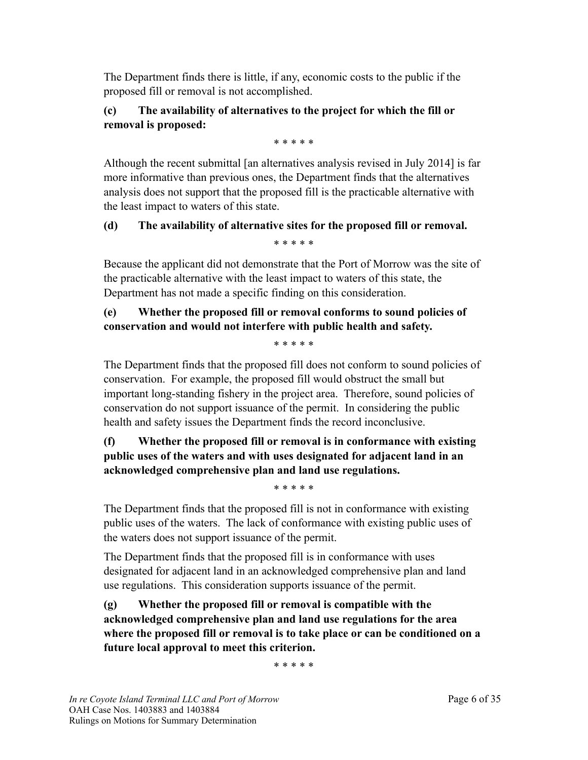The Department finds there is little, if any, economic costs to the public if the proposed fill or removal is not accomplished.

**(c) The availability of alternatives to the project for which the fill or removal is proposed:**

\* \* \* \* \*

Although the recent submittal [an alternatives analysis revised in July 2014] is far more informative than previous ones, the Department finds that the alternatives analysis does not support that the proposed fill is the practicable alternative with the least impact to waters of this state.

**(d) The availability of alternative sites for the proposed fill or removal.**

\* \* \* \* \*

Because the applicant did not demonstrate that the Port of Morrow was the site of the practicable alternative with the least impact to waters of this state, the Department has not made a specific finding on this consideration.

**(e) Whether the proposed fill or removal conforms to sound policies of conservation and would not interfere with public health and safety.**

\* \* \* \* \*

The Department finds that the proposed fill does not conform to sound policies of conservation. For example, the proposed fill would obstruct the small but important long-standing fishery in the project area. Therefore, sound policies of conservation do not support issuance of the permit. In considering the public health and safety issues the Department finds the record inconclusive.

**(f) Whether the proposed fill or removal is in conformance with existing public uses of the waters and with uses designated for adjacent land in an acknowledged comprehensive plan and land use regulations.**

\* \* \* \* \*

The Department finds that the proposed fill is not in conformance with existing public uses of the waters. The lack of conformance with existing public uses of the waters does not support issuance of the permit.

The Department finds that the proposed fill is in conformance with uses designated for adjacent land in an acknowledged comprehensive plan and land use regulations. This consideration supports issuance of the permit.

**(g) Whether the proposed fill or removal is compatible with the acknowledged comprehensive plan and land use regulations for the area where the proposed fill or removal is to take place or can be conditioned on a future local approval to meet this criterion.**

\* \* \* \* \*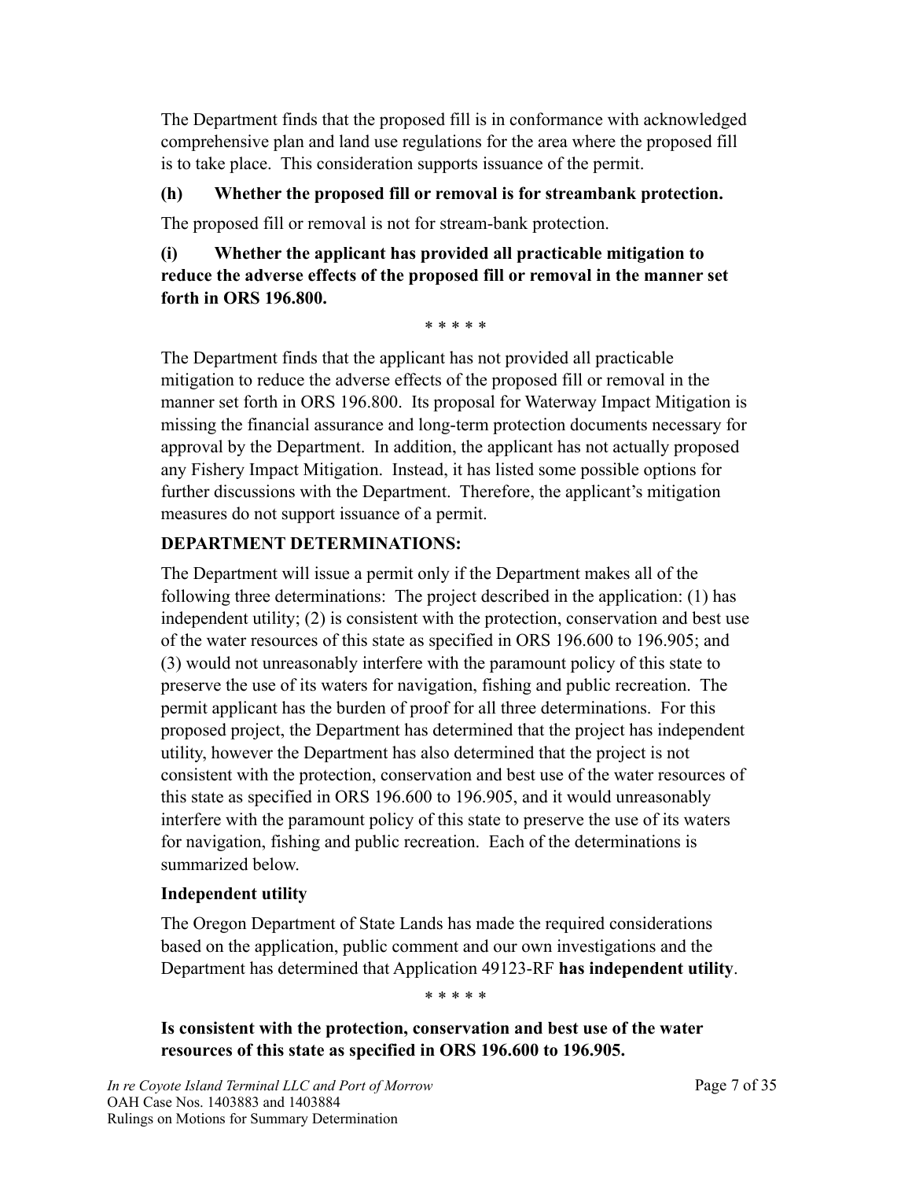The Department finds that the proposed fill is in conformance with acknowledged comprehensive plan and land use regulations for the area where the proposed fill is to take place. This consideration supports issuance of the permit.

**(h) Whether the proposed fill or removal is for streambank protection.**

The proposed fill or removal is not for stream-bank protection.

**(i) Whether the applicant has provided all practicable mitigation to reduce the adverse effects of the proposed fill or removal in the manner set forth in ORS 196.800.**

\* \* \* \* \*

The Department finds that the applicant has not provided all practicable mitigation to reduce the adverse effects of the proposed fill or removal in the manner set forth in ORS 196.800. Its proposal for Waterway Impact Mitigation is missing the financial assurance and long-term protection documents necessary for approval by the Department. In addition, the applicant has not actually proposed any Fishery Impact Mitigation. Instead, it has listed some possible options for further discussions with the Department. Therefore, the applicant's mitigation measures do not support issuance of a permit.

**DEPARTMENT DETERMINATIONS:**

The Department will issue a permit only if the Department makes all of the following three determinations: The project described in the application: (1) has independent utility; (2) is consistent with the protection, conservation and best use of the water resources of this state as specified in ORS 196.600 to 196.905; and (3) would not unreasonably interfere with the paramount policy of this state to preserve the use of its waters for navigation, fishing and public recreation. The permit applicant has the burden of proof for all three determinations. For this proposed project, the Department has determined that the project has independent utility, however the Department has also determined that the project is not consistent with the protection, conservation and best use of the water resources of this state as specified in ORS 196.600 to 196.905, and it would unreasonably interfere with the paramount policy of this state to preserve the use of its waters for navigation, fishing and public recreation. Each of the determinations is summarized below.

**Independent utility**

The Oregon Department of State Lands has made the required considerations based on the application, public comment and our own investigations and the Department has determined that Application 49123-RF **has independent utility**.

\* \* \* \* \*

**Is consistent with the protection, conservation and best use of the water resources of this state as specified in ORS 196.600 to 196.905.**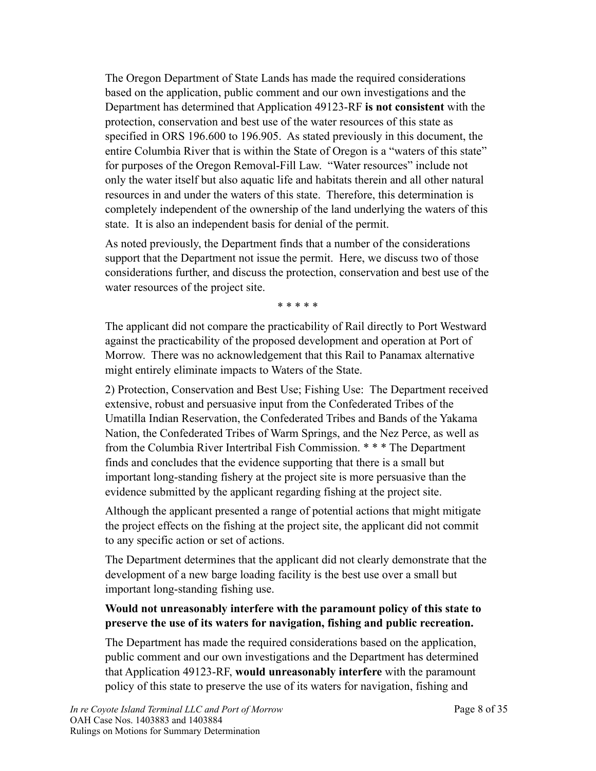The Oregon Department of State Lands has made the required considerations based on the application, public comment and our own investigations and the Department has determined that Application 49123-RF **is not consistent** with the protection, conservation and best use of the water resources of this state as specified in ORS 196.600 to 196.905. As stated previously in this document, the entire Columbia River that is within the State of Oregon is a "waters of this state" for purposes of the Oregon Removal-Fill Law. "Water resources" include not only the water itself but also aquatic life and habitats therein and all other natural resources in and under the waters of this state. Therefore, this determination is completely independent of the ownership of the land underlying the waters of this state. It is also an independent basis for denial of the permit.

As noted previously, the Department finds that a number of the considerations support that the Department not issue the permit. Here, we discuss two of those considerations further, and discuss the protection, conservation and best use of the water resources of the project site.

\* \* \* \* \*

The applicant did not compare the practicability of Rail directly to Port Westward against the practicability of the proposed development and operation at Port of Morrow. There was no acknowledgement that this Rail to Panamax alternative might entirely eliminate impacts to Waters of the State.

2) Protection, Conservation and Best Use; Fishing Use: The Department received extensive, robust and persuasive input from the Confederated Tribes of the Umatilla Indian Reservation, the Confederated Tribes and Bands of the Yakama Nation, the Confederated Tribes of Warm Springs, and the Nez Perce, as well as from the Columbia River Intertribal Fish Commission. \* \* \* The Department finds and concludes that the evidence supporting that there is a small but important long-standing fishery at the project site is more persuasive than the evidence submitted by the applicant regarding fishing at the project site.

Although the applicant presented a range of potential actions that might mitigate the project effects on the fishing at the project site, the applicant did not commit to any specific action or set of actions.

The Department determines that the applicant did not clearly demonstrate that the development of a new barge loading facility is the best use over a small but important long-standing fishing use.

**Would not unreasonably interfere with the paramount policy of this state to preserve the use of its waters for navigation, fishing and public recreation.**

The Department has made the required considerations based on the application, public comment and our own investigations and the Department has determined that Application 49123-RF, **would unreasonably interfere** with the paramount policy of this state to preserve the use of its waters for navigation, fishing and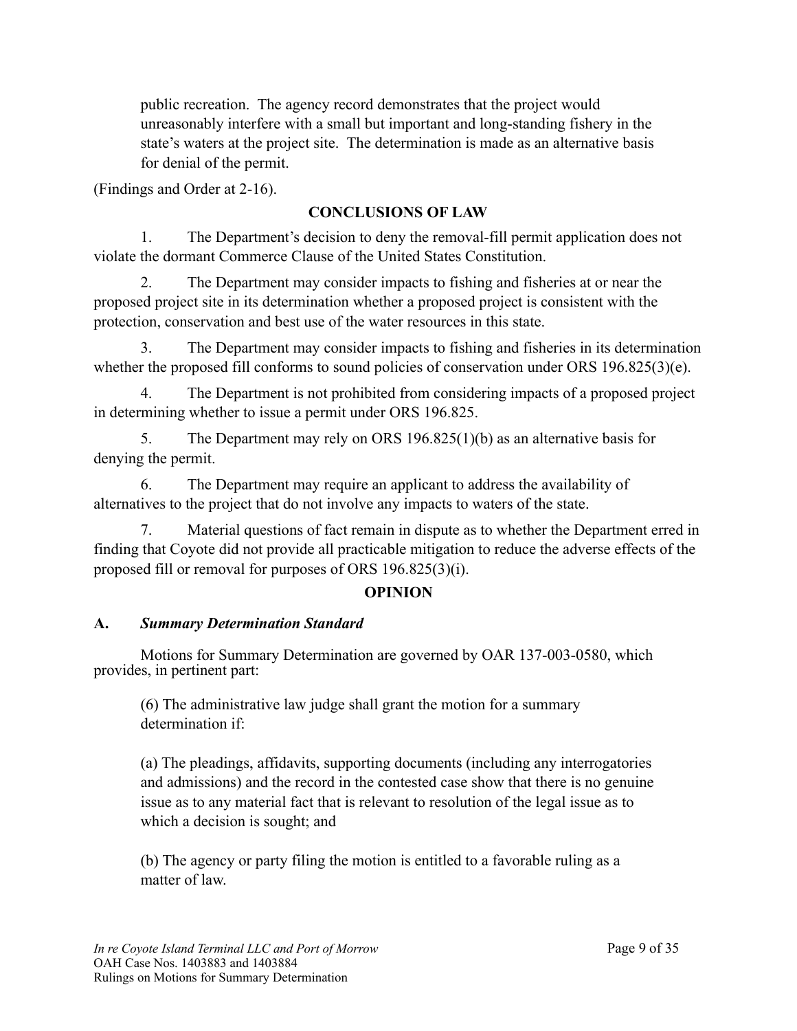> public recreation. The agency record demonstrates that the project would unreasonably interfere with a small but important and long-standing fishery in the state's waters at the project site. The determination is made as an alternative basis for denial of the permit.

(Findings and Order at 2-16).

## CONCLUSIONS OF LAW

1. The Department's decision to deny the removal-fill permit application does not violate the dormant Commerce Clause of the United States Constitution.

2. The Department may consider impacts to fishing and fisheries at or near the proposed project site in its determination whether a proposed project is consistent with the protection, conservation and best use of the water resources in this state.

3. The Department may consider impacts to fishing and fisheries in its determination whether the proposed fill conforms to sound policies of conservation under ORS 196.825(3)(e).

4. The Department is not prohibited from considering impacts of a proposed project in determining whether to issue a permit under ORS 196.825.

5. The Department may rely on ORS 196.825(1)(b) as an alternative basis for denying the permit.

6. The Department may require an applicant to address the availability of alternatives to the project that do not involve any impacts to waters of the state.

7. Material questions of fact remain in dispute as to whether the Department erred in finding that Coyote did not provide all practicable mitigation to reduce the adverse effects of the proposed fill or removal for purposes of ORS 196.825(3)(i).

## OPINION

### A. *Summary Determination Standard*

Motions for Summary Determination are governed by OAR 137-003-0580, which provides, in pertinent part:

> (6) The administrative law judge shall grant the motion for a summary determination if:
>
> (a) The pleadings, affidavits, supporting documents (including any interrogatories and admissions) and the record in the contested case show that there is no genuine issue as to any material fact that is relevant to resolution of the legal issue as to which a decision is sought; and
>
> (b) The agency or party filing the motion is entitled to a favorable ruling as a matter of law.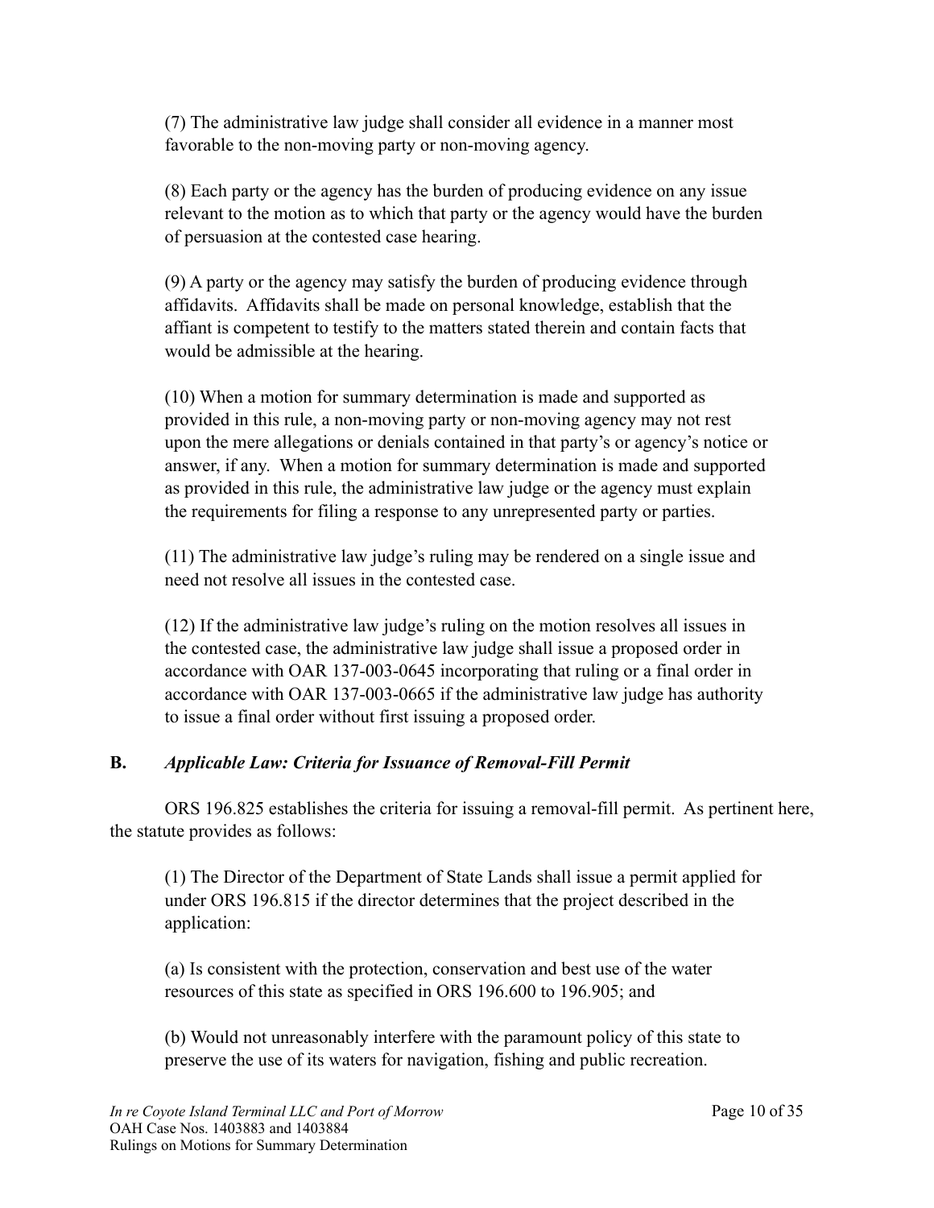(7) The administrative law judge shall consider all evidence in a manner most favorable to the non-moving party or non-moving agency.

(8) Each party or the agency has the burden of producing evidence on any issue relevant to the motion as to which that party or the agency would have the burden of persuasion at the contested case hearing.

(9) A party or the agency may satisfy the burden of producing evidence through affidavits. Affidavits shall be made on personal knowledge, establish that the affiant is competent to testify to the matters stated therein and contain facts that would be admissible at the hearing.

(10) When a motion for summary determination is made and supported as provided in this rule, a non-moving party or non-moving agency may not rest upon the mere allegations or denials contained in that party's or agency's notice or answer, if any. When a motion for summary determination is made and supported as provided in this rule, the administrative law judge or the agency must explain the requirements for filing a response to any unrepresented party or parties.

(11) The administrative law judge's ruling may be rendered on a single issue and need not resolve all issues in the contested case.

(12) If the administrative law judge's ruling on the motion resolves all issues in the contested case, the administrative law judge shall issue a proposed order in accordance with OAR 137-003-0645 incorporating that ruling or a final order in accordance with OAR 137-003-0665 if the administrative law judge has authority to issue a final order without first issuing a proposed order.

**B.** ***Applicable Law: Criteria for Issuance of Removal-Fill Permit***

ORS 196.825 establishes the criteria for issuing a removal-fill permit. As pertinent here, the statute provides as follows:

(1) The Director of the Department of State Lands shall issue a permit applied for under ORS 196.815 if the director determines that the project described in the application:

(a) Is consistent with the protection, conservation and best use of the water resources of this state as specified in ORS 196.600 to 196.905; and

(b) Would not unreasonably interfere with the paramount policy of this state to preserve the use of its waters for navigation, fishing and public recreation.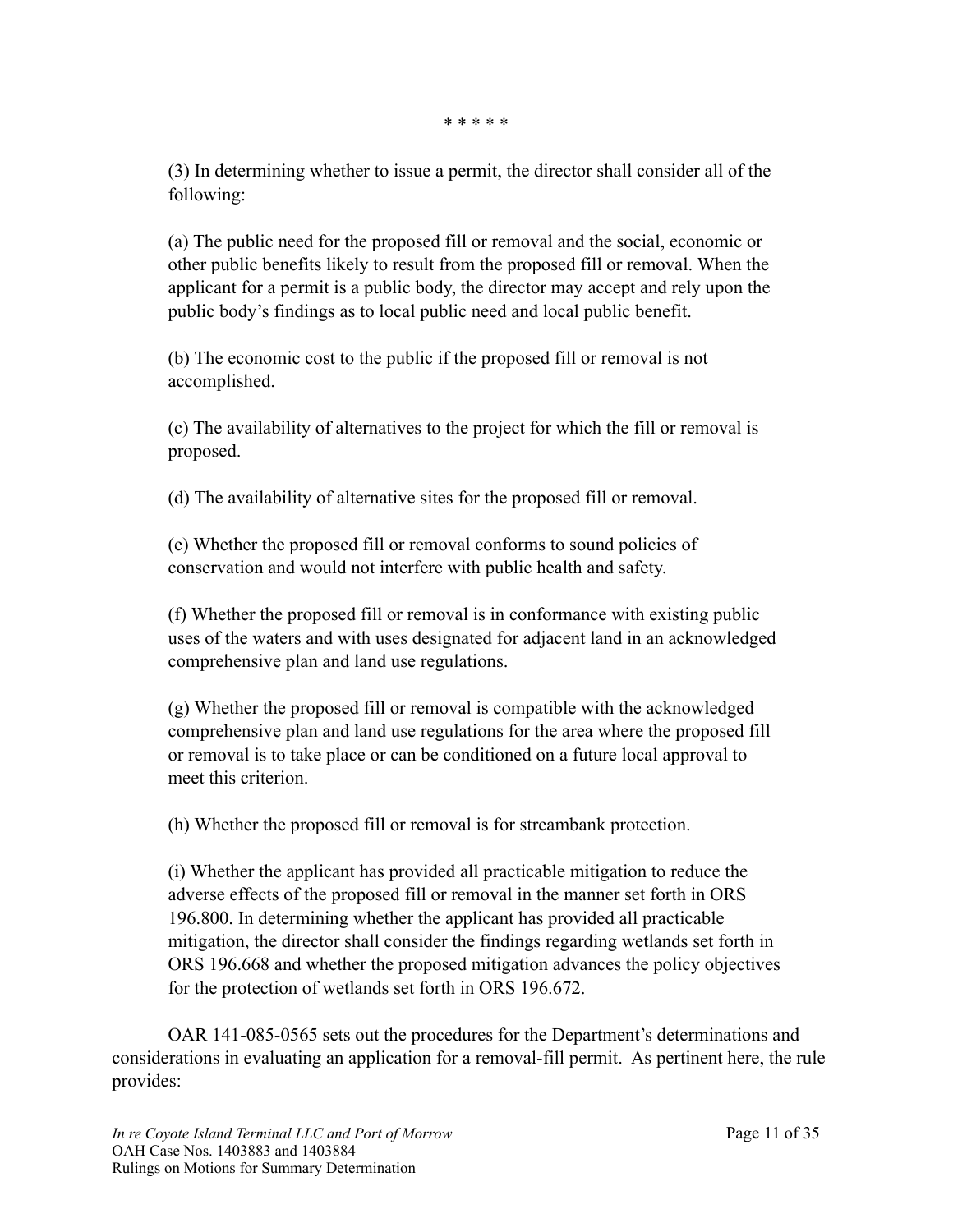\* \* \* \* \*

> (3) In determining whether to issue a permit, the director shall consider all of the following:
>
> (a) The public need for the proposed fill or removal and the social, economic or other public benefits likely to result from the proposed fill or removal. When the applicant for a permit is a public body, the director may accept and rely upon the public body's findings as to local public need and local public benefit.
>
> (b) The economic cost to the public if the proposed fill or removal is not accomplished.
>
> (c) The availability of alternatives to the project for which the fill or removal is proposed.
>
> (d) The availability of alternative sites for the proposed fill or removal.
>
> (e) Whether the proposed fill or removal conforms to sound policies of conservation and would not interfere with public health and safety.
>
> (f) Whether the proposed fill or removal is in conformance with existing public uses of the waters and with uses designated for adjacent land in an acknowledged comprehensive plan and land use regulations.
>
> (g) Whether the proposed fill or removal is compatible with the acknowledged comprehensive plan and land use regulations for the area where the proposed fill or removal is to take place or can be conditioned on a future local approval to meet this criterion.
>
> (h) Whether the proposed fill or removal is for streambank protection.
>
> (i) Whether the applicant has provided all practicable mitigation to reduce the adverse effects of the proposed fill or removal in the manner set forth in ORS 196.800. In determining whether the applicant has provided all practicable mitigation, the director shall consider the findings regarding wetlands set forth in ORS 196.668 and whether the proposed mitigation advances the policy objectives for the protection of wetlands set forth in ORS 196.672.

OAR 141-085-0565 sets out the procedures for the Department's determinations and considerations in evaluating an application for a removal-fill permit. As pertinent here, the rule provides: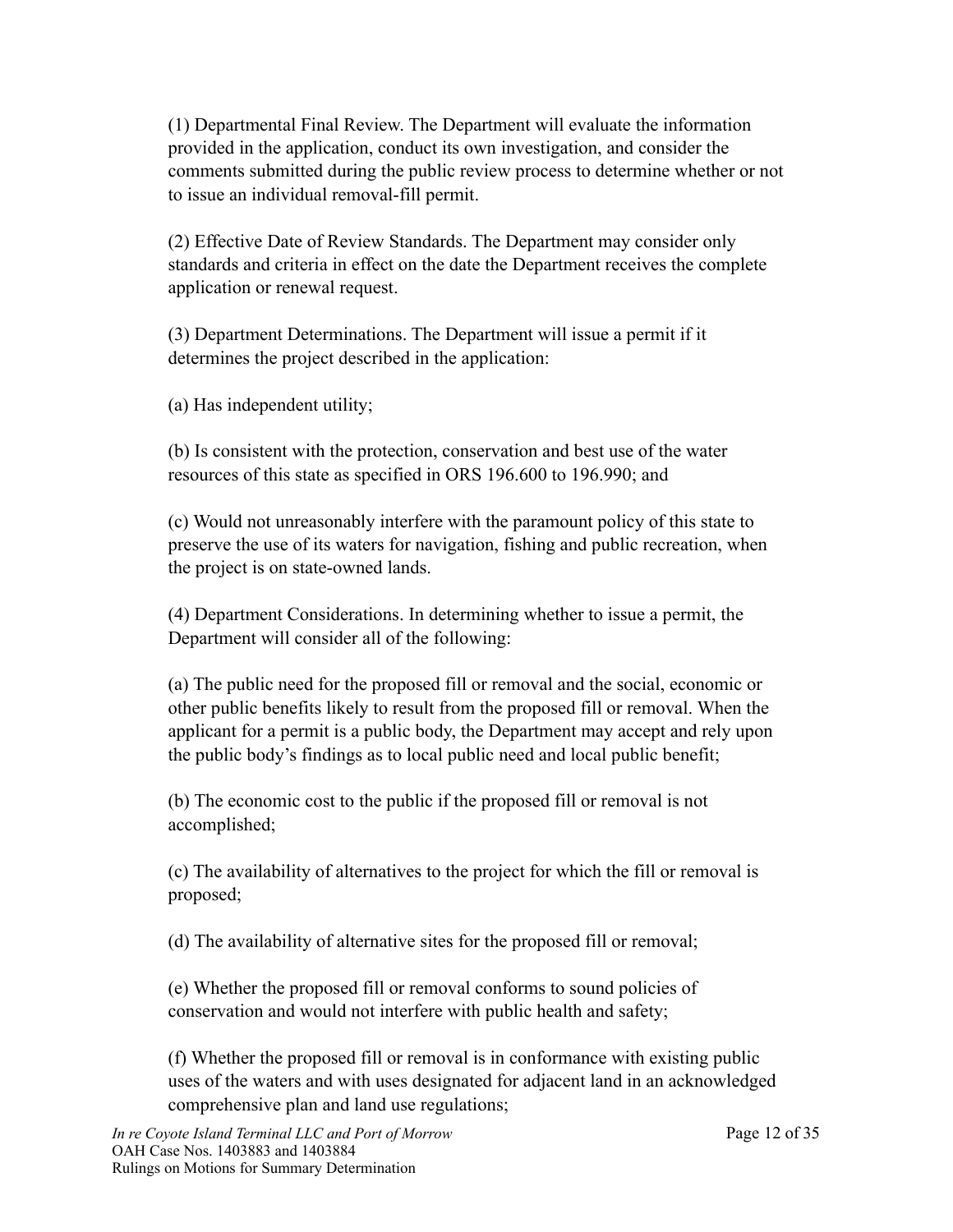(1) Departmental Final Review. The Department will evaluate the information provided in the application, conduct its own investigation, and consider the comments submitted during the public review process to determine whether or not to issue an individual removal-fill permit.

(2) Effective Date of Review Standards. The Department may consider only standards and criteria in effect on the date the Department receives the complete application or renewal request.

(3) Department Determinations. The Department will issue a permit if it determines the project described in the application:

(a) Has independent utility;

(b) Is consistent with the protection, conservation and best use of the water resources of this state as specified in ORS 196.600 to 196.990; and

(c) Would not unreasonably interfere with the paramount policy of this state to preserve the use of its waters for navigation, fishing and public recreation, when the project is on state-owned lands.

(4) Department Considerations. In determining whether to issue a permit, the Department will consider all of the following:

(a) The public need for the proposed fill or removal and the social, economic or other public benefits likely to result from the proposed fill or removal. When the applicant for a permit is a public body, the Department may accept and rely upon the public body's findings as to local public need and local public benefit;

(b) The economic cost to the public if the proposed fill or removal is not accomplished;

(c) The availability of alternatives to the project for which the fill or removal is proposed;

(d) The availability of alternative sites for the proposed fill or removal;

(e) Whether the proposed fill or removal conforms to sound policies of conservation and would not interfere with public health and safety;

(f) Whether the proposed fill or removal is in conformance with existing public uses of the waters and with uses designated for adjacent land in an acknowledged comprehensive plan and land use regulations;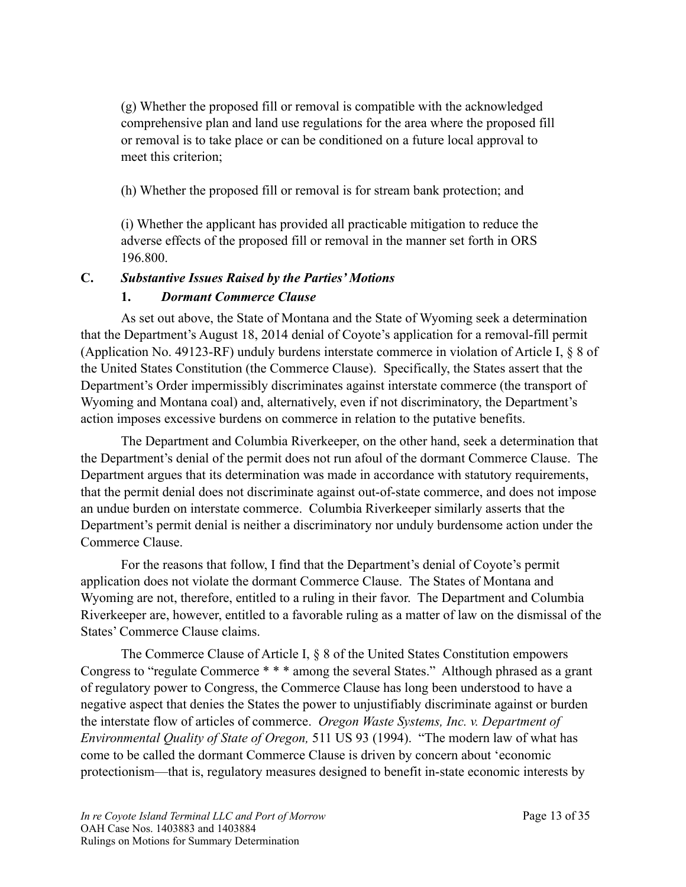(g) Whether the proposed fill or removal is compatible with the acknowledged comprehensive plan and land use regulations for the area where the proposed fill or removal is to take place or can be conditioned on a future local approval to meet this criterion;

(h) Whether the proposed fill or removal is for stream bank protection; and

(i) Whether the applicant has provided all practicable mitigation to reduce the adverse effects of the proposed fill or removal in the manner set forth in ORS 196.800.

## C. *Substantive Issues Raised by the Parties' Motions*

### 1. *Dormant Commerce Clause*

As set out above, the State of Montana and the State of Wyoming seek a determination that the Department's August 18, 2014 denial of Coyote's application for a removal-fill permit (Application No. 49123-RF) unduly burdens interstate commerce in violation of Article I, § 8 of the United States Constitution (the Commerce Clause). Specifically, the States assert that the Department's Order impermissibly discriminates against interstate commerce (the transport of Wyoming and Montana coal) and, alternatively, even if not discriminatory, the Department's action imposes excessive burdens on commerce in relation to the putative benefits.

The Department and Columbia Riverkeeper, on the other hand, seek a determination that the Department's denial of the permit does not run afoul of the dormant Commerce Clause. The Department argues that its determination was made in accordance with statutory requirements, that the permit denial does not discriminate against out-of-state commerce, and does not impose an undue burden on interstate commerce. Columbia Riverkeeper similarly asserts that the Department's permit denial is neither a discriminatory nor unduly burdensome action under the Commerce Clause.

For the reasons that follow, I find that the Department's denial of Coyote's permit application does not violate the dormant Commerce Clause. The States of Montana and Wyoming are not, therefore, entitled to a ruling in their favor. The Department and Columbia Riverkeeper are, however, entitled to a favorable ruling as a matter of law on the dismissal of the States' Commerce Clause claims.

The Commerce Clause of Article I, § 8 of the United States Constitution empowers Congress to "regulate Commerce * * * among the several States." Although phrased as a grant of regulatory power to Congress, the Commerce Clause has long been understood to have a negative aspect that denies the States the power to unjustifiably discriminate against or burden the interstate flow of articles of commerce. *Oregon Waste Systems, Inc. v. Department of Environmental Quality of State of Oregon,* 511 US 93 (1994). "The modern law of what has come to be called the dormant Commerce Clause is driven by concern about 'economic protectionism—that is, regulatory measures designed to benefit in-state economic interests by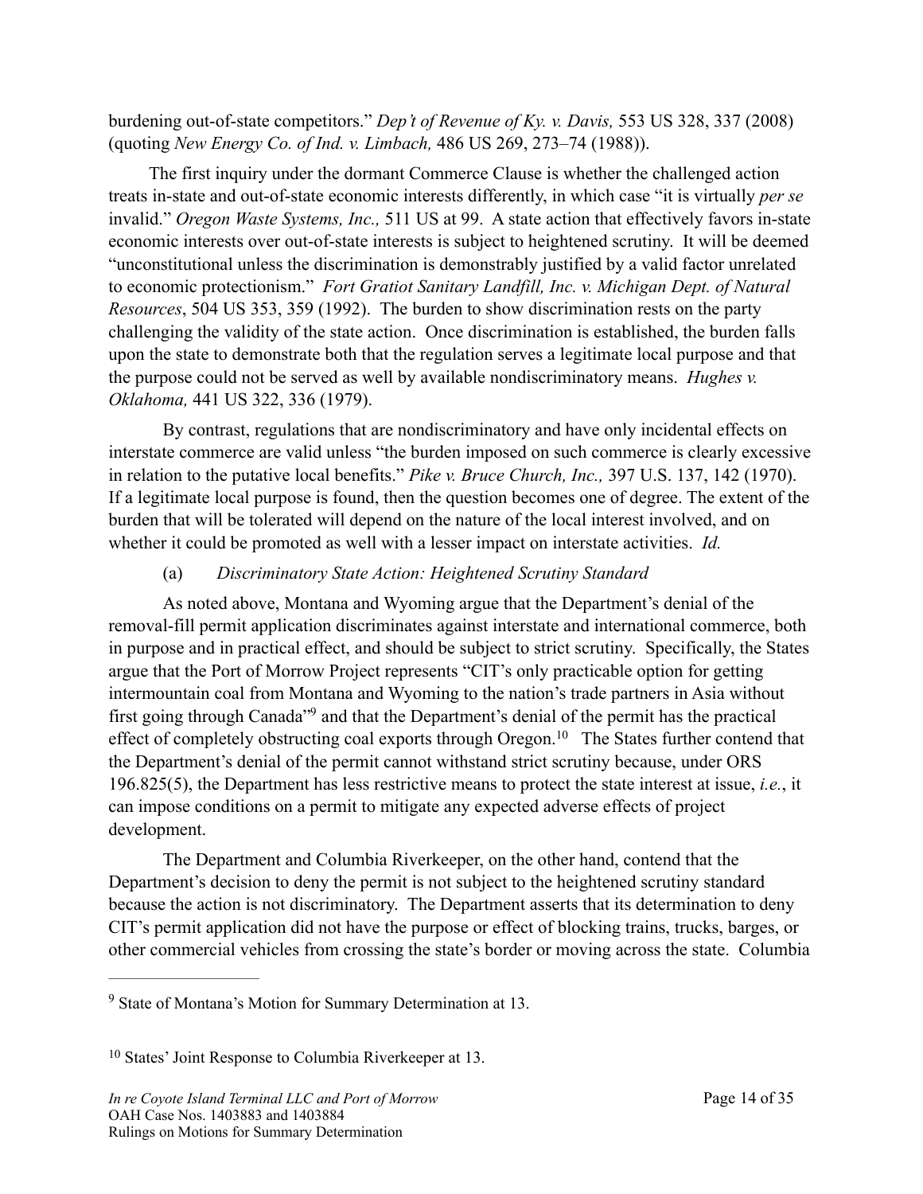burdening out-of-state competitors." *Dep't of Revenue of Ky. v. Davis,* 553 US 328, 337 (2008) (quoting *New Energy Co. of Ind. v. Limbach,* 486 US 269, 273–74 (1988)).

The first inquiry under the dormant Commerce Clause is whether the challenged action treats in-state and out-of-state economic interests differently, in which case "it is virtually *per se* invalid." *Oregon Waste Systems, Inc.,* 511 US at 99. A state action that effectively favors in-state economic interests over out-of-state interests is subject to heightened scrutiny. It will be deemed "unconstitutional unless the discrimination is demonstrably justified by a valid factor unrelated to economic protectionism." *Fort Gratiot Sanitary Landfill, Inc. v. Michigan Dept. of Natural Resources*, 504 US 353, 359 (1992). The burden to show discrimination rests on the party challenging the validity of the state action. Once discrimination is established, the burden falls upon the state to demonstrate both that the regulation serves a legitimate local purpose and that the purpose could not be served as well by available nondiscriminatory means. *Hughes v. Oklahoma,* 441 US 322, 336 (1979).

By contrast, regulations that are nondiscriminatory and have only incidental effects on interstate commerce are valid unless "the burden imposed on such commerce is clearly excessive in relation to the putative local benefits." *Pike v. Bruce Church, Inc.,* 397 U.S. 137, 142 (1970). If a legitimate local purpose is found, then the question becomes one of degree. The extent of the burden that will be tolerated will depend on the nature of the local interest involved, and on whether it could be promoted as well with a lesser impact on interstate activities. *Id.*

(a) *Discriminatory State Action: Heightened Scrutiny Standard*

As noted above, Montana and Wyoming argue that the Department's denial of the removal-fill permit application discriminates against interstate and international commerce, both in purpose and in practical effect, and should be subject to strict scrutiny. Specifically, the States argue that the Port of Morrow Project represents "CIT's only practicable option for getting intermountain coal from Montana and Wyoming to the nation's trade partners in Asia without first going through Canada"[9] and that the Department's denial of the permit has the practical effect of completely obstructing coal exports through Oregon.[10] The States further contend that the Department's denial of the permit cannot withstand strict scrutiny because, under ORS 196.825(5), the Department has less restrictive means to protect the state interest at issue, *i.e.*, it can impose conditions on a permit to mitigate any expected adverse effects of project development.

The Department and Columbia Riverkeeper, on the other hand, contend that the Department's decision to deny the permit is not subject to the heightened scrutiny standard because the action is not discriminatory. The Department asserts that its determination to deny CIT's permit application did not have the purpose or effect of blocking trains, trucks, barges, or other commercial vehicles from crossing the state's border or moving across the state. Columbia

---

[9] State of Montana's Motion for Summary Determination at 13.

[10] States' Joint Response to Columbia Riverkeeper at 13.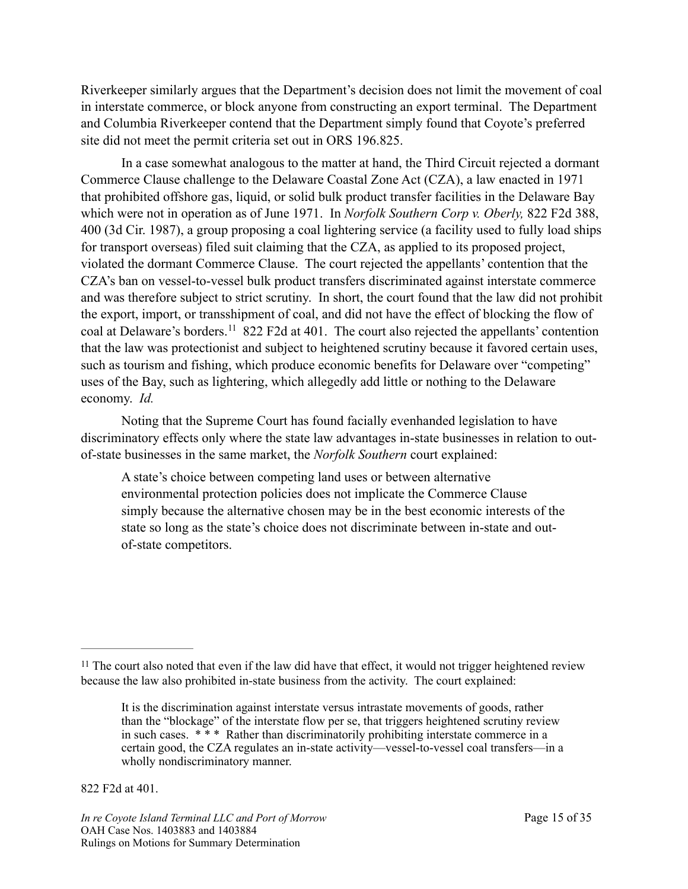Riverkeeper similarly argues that the Department's decision does not limit the movement of coal in interstate commerce, or block anyone from constructing an export terminal. The Department and Columbia Riverkeeper contend that the Department simply found that Coyote's preferred site did not meet the permit criteria set out in ORS 196.825.

In a case somewhat analogous to the matter at hand, the Third Circuit rejected a dormant Commerce Clause challenge to the Delaware Coastal Zone Act (CZA), a law enacted in 1971 that prohibited offshore gas, liquid, or solid bulk product transfer facilities in the Delaware Bay which were not in operation as of June 1971. In *Norfolk Southern Corp v. Oberly,* 822 F2d 388, 400 (3d Cir. 1987), a group proposing a coal lightering service (a facility used to fully load ships for transport overseas) filed suit claiming that the CZA, as applied to its proposed project, violated the dormant Commerce Clause. The court rejected the appellants' contention that the CZA's ban on vessel-to-vessel bulk product transfers discriminated against interstate commerce and was therefore subject to strict scrutiny. In short, the court found that the law did not prohibit the export, import, or transshipment of coal, and did not have the effect of blocking the flow of coal at Delaware's borders.[11] 822 F2d at 401. The court also rejected the appellants' contention that the law was protectionist and subject to heightened scrutiny because it favored certain uses, such as tourism and fishing, which produce economic benefits for Delaware over "competing" uses of the Bay, such as lightering, which allegedly add little or nothing to the Delaware economy. *Id.*

Noting that the Supreme Court has found facially evenhanded legislation to have discriminatory effects only where the state law advantages in-state businesses in relation to out-of-state businesses in the same market, the *Norfolk Southern* court explained:

> A state's choice between competing land uses or between alternative environmental protection policies does not implicate the Commerce Clause simply because the alternative chosen may be in the best economic interests of the state so long as the state's choice does not discriminate between in-state and out-of-state competitors.

---

[11] The court also noted that even if the law did have that effect, it would not trigger heightened review because the law also prohibited in-state business from the activity. The court explained:

> It is the discrimination against interstate versus intrastate movements of goods, rather than the "blockage" of the interstate flow per se, that triggers heightened scrutiny review in such cases. * * * Rather than discriminatorily prohibiting interstate commerce in a certain good, the CZA regulates an in-state activity—vessel-to-vessel coal transfers—in a wholly nondiscriminatory manner.

822 F2d at 401.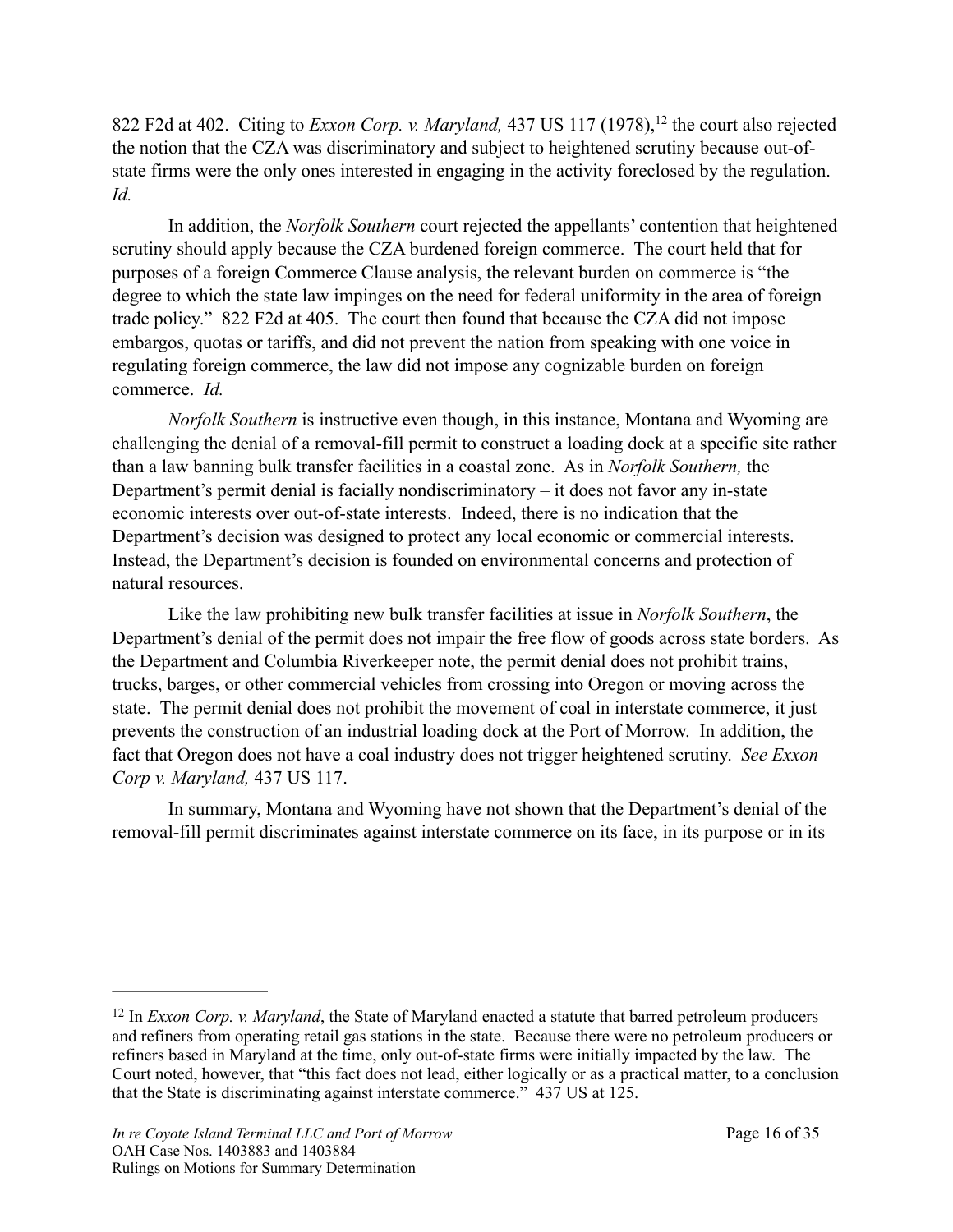822 F2d at 402. Citing to *Exxon Corp. v. Maryland,* 437 US 117 (1978),[12] the court also rejected the notion that the CZA was discriminatory and subject to heightened scrutiny because out-of-state firms were the only ones interested in engaging in the activity foreclosed by the regulation. *Id.*

In addition, the *Norfolk Southern* court rejected the appellants' contention that heightened scrutiny should apply because the CZA burdened foreign commerce. The court held that for purposes of a foreign Commerce Clause analysis, the relevant burden on commerce is "the degree to which the state law impinges on the need for federal uniformity in the area of foreign trade policy." 822 F2d at 405. The court then found that because the CZA did not impose embargos, quotas or tariffs, and did not prevent the nation from speaking with one voice in regulating foreign commerce, the law did not impose any cognizable burden on foreign commerce. *Id.*

*Norfolk Southern* is instructive even though, in this instance, Montana and Wyoming are challenging the denial of a removal-fill permit to construct a loading dock at a specific site rather than a law banning bulk transfer facilities in a coastal zone. As in *Norfolk Southern,* the Department's permit denial is facially nondiscriminatory – it does not favor any in-state economic interests over out-of-state interests. Indeed, there is no indication that the Department's decision was designed to protect any local economic or commercial interests. Instead, the Department's decision is founded on environmental concerns and protection of natural resources.

Like the law prohibiting new bulk transfer facilities at issue in *Norfolk Southern*, the Department's denial of the permit does not impair the free flow of goods across state borders. As the Department and Columbia Riverkeeper note, the permit denial does not prohibit trains, trucks, barges, or other commercial vehicles from crossing into Oregon or moving across the state. The permit denial does not prohibit the movement of coal in interstate commerce, it just prevents the construction of an industrial loading dock at the Port of Morrow. In addition, the fact that Oregon does not have a coal industry does not trigger heightened scrutiny. *See Exxon Corp v. Maryland,* 437 US 117.

In summary, Montana and Wyoming have not shown that the Department's denial of the removal-fill permit discriminates against interstate commerce on its face, in its purpose or in its

---

[12] In *Exxon Corp. v. Maryland*, the State of Maryland enacted a statute that barred petroleum producers and refiners from operating retail gas stations in the state. Because there were no petroleum producers or refiners based in Maryland at the time, only out-of-state firms were initially impacted by the law. The Court noted, however, that "this fact does not lead, either logically or as a practical matter, to a conclusion that the State is discriminating against interstate commerce." 437 US at 125.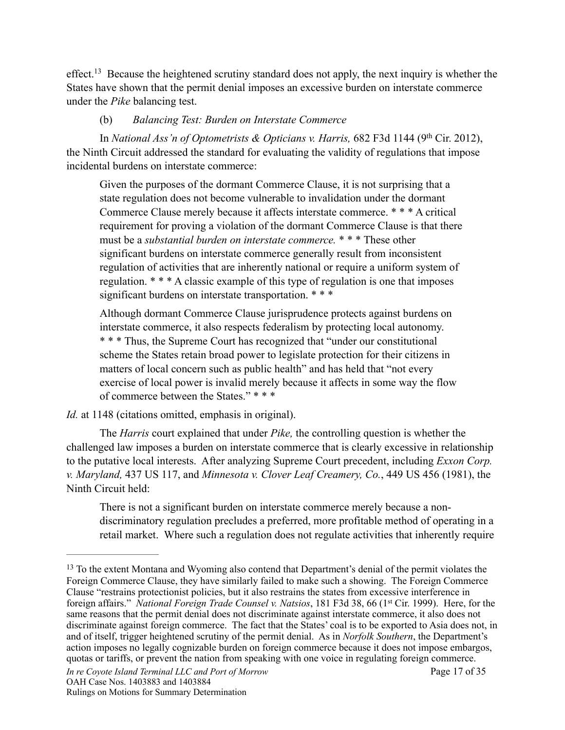effect.[13] Because the heightened scrutiny standard does not apply, the next inquiry is whether the States have shown that the permit denial imposes an excessive burden on interstate commerce under the *Pike* balancing test.

(b) *Balancing Test: Burden on Interstate Commerce*

In *National Ass'n of Optometrists & Opticians v. Harris,* 682 F3d 1144 (9th Cir. 2012), the Ninth Circuit addressed the standard for evaluating the validity of regulations that impose incidental burdens on interstate commerce:

> Given the purposes of the dormant Commerce Clause, it is not surprising that a state regulation does not become vulnerable to invalidation under the dormant Commerce Clause merely because it affects interstate commerce. * * * A critical requirement for proving a violation of the dormant Commerce Clause is that there must be a *substantial burden on interstate commerce.* * * * These other significant burdens on interstate commerce generally result from inconsistent regulation of activities that are inherently national or require a uniform system of regulation. * * * A classic example of this type of regulation is one that imposes significant burdens on interstate transportation. * * *
>
> Although dormant Commerce Clause jurisprudence protects against burdens on interstate commerce, it also respects federalism by protecting local autonomy. * * * Thus, the Supreme Court has recognized that "under our constitutional scheme the States retain broad power to legislate protection for their citizens in matters of local concern such as public health" and has held that "not every exercise of local power is invalid merely because it affects in some way the flow of commerce between the States." * * *

*Id.* at 1148 (citations omitted, emphasis in original).

The *Harris* court explained that under *Pike,* the controlling question is whether the challenged law imposes a burden on interstate commerce that is clearly excessive in relationship to the putative local interests. After analyzing Supreme Court precedent, including *Exxon Corp. v. Maryland,* 437 US 117, and *Minnesota v. Clover Leaf Creamery, Co.*, 449 US 456 (1981), the Ninth Circuit held:

> There is not a significant burden on interstate commerce merely because a non-discriminatory regulation precludes a preferred, more profitable method of operating in a retail market. Where such a regulation does not regulate activities that inherently require

[13] To the extent Montana and Wyoming also contend that Department's denial of the permit violates the Foreign Commerce Clause, they have similarly failed to make such a showing. The Foreign Commerce Clause "restrains protectionist policies, but it also restrains the states from excessive interference in foreign affairs." *National Foreign Trade Counsel v. Natsios*, 181 F3d 38, 66 (1st Cir. 1999). Here, for the same reasons that the permit denial does not discriminate against interstate commerce, it also does not discriminate against foreign commerce. The fact that the States' coal is to be exported to Asia does not, in and of itself, trigger heightened scrutiny of the permit denial. As in *Norfolk Southern*, the Department's action imposes no legally cognizable burden on foreign commerce because it does not impose embargos, quotas or tariffs, or prevent the nation from speaking with one voice in regulating foreign commerce.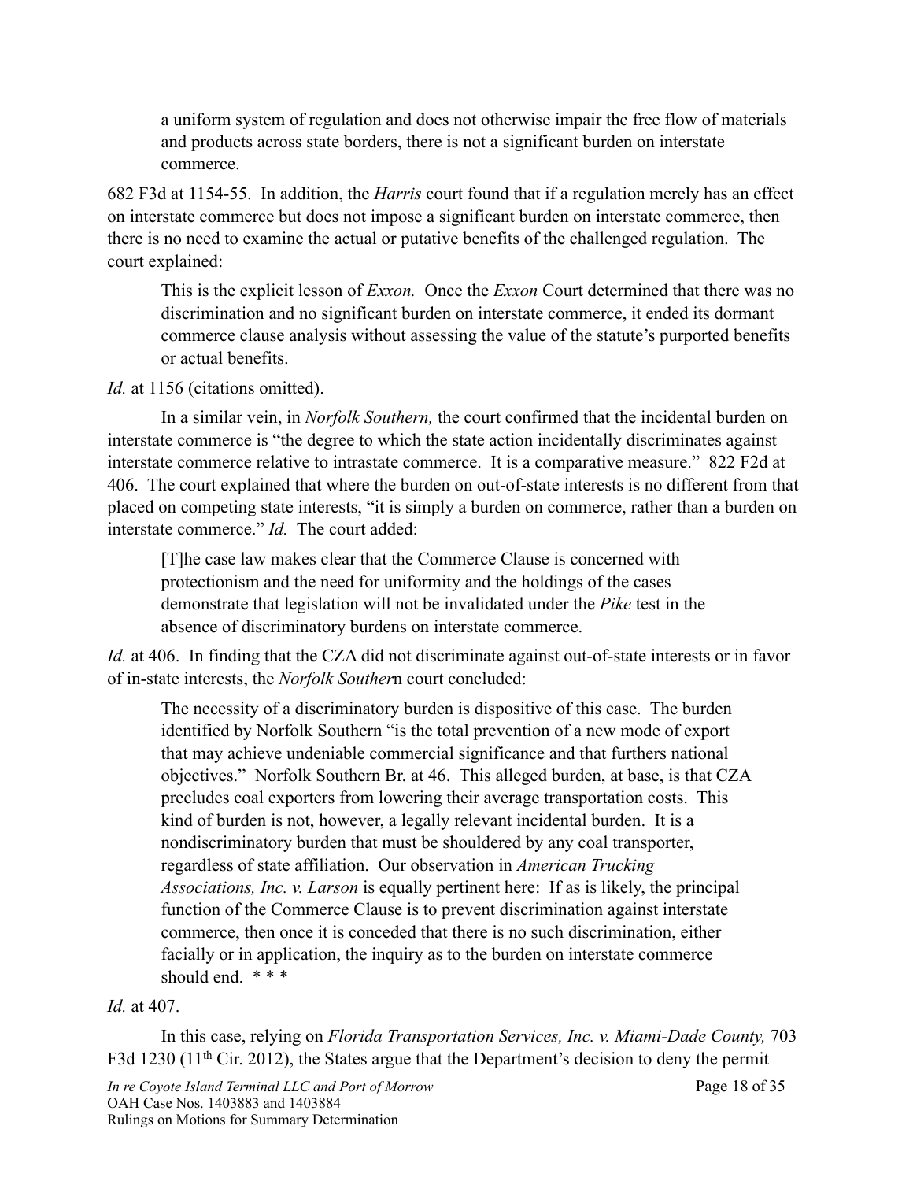> a uniform system of regulation and does not otherwise impair the free flow of materials and products across state borders, there is not a significant burden on interstate commerce.

682 F3d at 1154-55. In addition, the *Harris* court found that if a regulation merely has an effect on interstate commerce but does not impose a significant burden on interstate commerce, then there is no need to examine the actual or putative benefits of the challenged regulation. The court explained:

> This is the explicit lesson of *Exxon.* Once the *Exxon* Court determined that there was no discrimination and no significant burden on interstate commerce, it ended its dormant commerce clause analysis without assessing the value of the statute's purported benefits or actual benefits.

*Id.* at 1156 (citations omitted).

In a similar vein, in *Norfolk Southern,* the court confirmed that the incidental burden on interstate commerce is "the degree to which the state action incidentally discriminates against interstate commerce relative to intrastate commerce. It is a comparative measure." 822 F2d at 406. The court explained that where the burden on out-of-state interests is no different from that placed on competing state interests, "it is simply a burden on commerce, rather than a burden on interstate commerce." *Id.* The court added:

> [T]he case law makes clear that the Commerce Clause is concerned with protectionism and the need for uniformity and the holdings of the cases demonstrate that legislation will not be invalidated under the *Pike* test in the absence of discriminatory burdens on interstate commerce.

*Id.* at 406. In finding that the CZA did not discriminate against out-of-state interests or in favor of in-state interests, the *Norfolk Southern* court concluded:

> The necessity of a discriminatory burden is dispositive of this case. The burden identified by Norfolk Southern "is the total prevention of a new mode of export that may achieve undeniable commercial significance and that furthers national objectives." Norfolk Southern Br. at 46. This alleged burden, at base, is that CZA precludes coal exporters from lowering their average transportation costs. This kind of burden is not, however, a legally relevant incidental burden. It is a nondiscriminatory burden that must be shouldered by any coal transporter, regardless of state affiliation. Our observation in *American Trucking Associations, Inc. v. Larson* is equally pertinent here: If as is likely, the principal function of the Commerce Clause is to prevent discrimination against interstate commerce, then once it is conceded that there is no such discrimination, either facially or in application, the inquiry as to the burden on interstate commerce should end. * * *

*Id.* at 407.

In this case, relying on *Florida Transportation Services, Inc. v. Miami-Dade County,* 703 F3d 1230 (11th Cir. 2012), the States argue that the Department's decision to deny the permit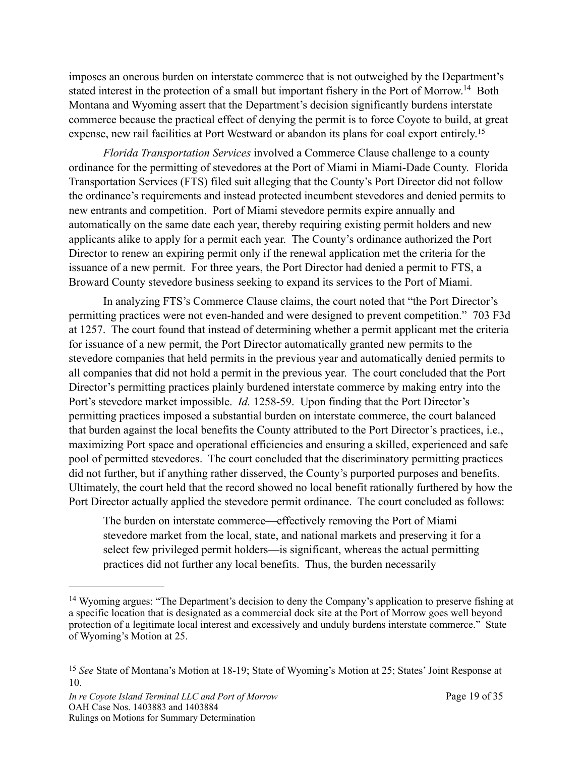imposes an onerous burden on interstate commerce that is not outweighed by the Department's stated interest in the protection of a small but important fishery in the Port of Morrow.[14] Both Montana and Wyoming assert that the Department's decision significantly burdens interstate commerce because the practical effect of denying the permit is to force Coyote to build, at great expense, new rail facilities at Port Westward or abandon its plans for coal export entirely.[15]

*Florida Transportation Services* involved a Commerce Clause challenge to a county ordinance for the permitting of stevedores at the Port of Miami in Miami-Dade County. Florida Transportation Services (FTS) filed suit alleging that the County's Port Director did not follow the ordinance's requirements and instead protected incumbent stevedores and denied permits to new entrants and competition. Port of Miami stevedore permits expire annually and automatically on the same date each year, thereby requiring existing permit holders and new applicants alike to apply for a permit each year. The County's ordinance authorized the Port Director to renew an expiring permit only if the renewal application met the criteria for the issuance of a new permit. For three years, the Port Director had denied a permit to FTS, a Broward County stevedore business seeking to expand its services to the Port of Miami.

In analyzing FTS's Commerce Clause claims, the court noted that "the Port Director's permitting practices were not even-handed and were designed to prevent competition." 703 F3d at 1257. The court found that instead of determining whether a permit applicant met the criteria for issuance of a new permit, the Port Director automatically granted new permits to the stevedore companies that held permits in the previous year and automatically denied permits to all companies that did not hold a permit in the previous year. The court concluded that the Port Director's permitting practices plainly burdened interstate commerce by making entry into the Port's stevedore market impossible. *Id.* 1258-59. Upon finding that the Port Director's permitting practices imposed a substantial burden on interstate commerce, the court balanced that burden against the local benefits the County attributed to the Port Director's practices, i.e., maximizing Port space and operational efficiencies and ensuring a skilled, experienced and safe pool of permitted stevedores. The court concluded that the discriminatory permitting practices did not further, but if anything rather disserved, the County's purported purposes and benefits. Ultimately, the court held that the record showed no local benefit rationally furthered by how the Port Director actually applied the stevedore permit ordinance. The court concluded as follows:

> The burden on interstate commerce—effectively removing the Port of Miami stevedore market from the local, state, and national markets and preserving it for a select few privileged permit holders—is significant, whereas the actual permitting practices did not further any local benefits. Thus, the burden necessarily

---

[14] Wyoming argues: "The Department's decision to deny the Company's application to preserve fishing at a specific location that is designated as a commercial dock site at the Port of Morrow goes well beyond protection of a legitimate local interest and excessively and unduly burdens interstate commerce." State of Wyoming's Motion at 25.

[15] *See* State of Montana's Motion at 18-19; State of Wyoming's Motion at 25; States' Joint Response at 10.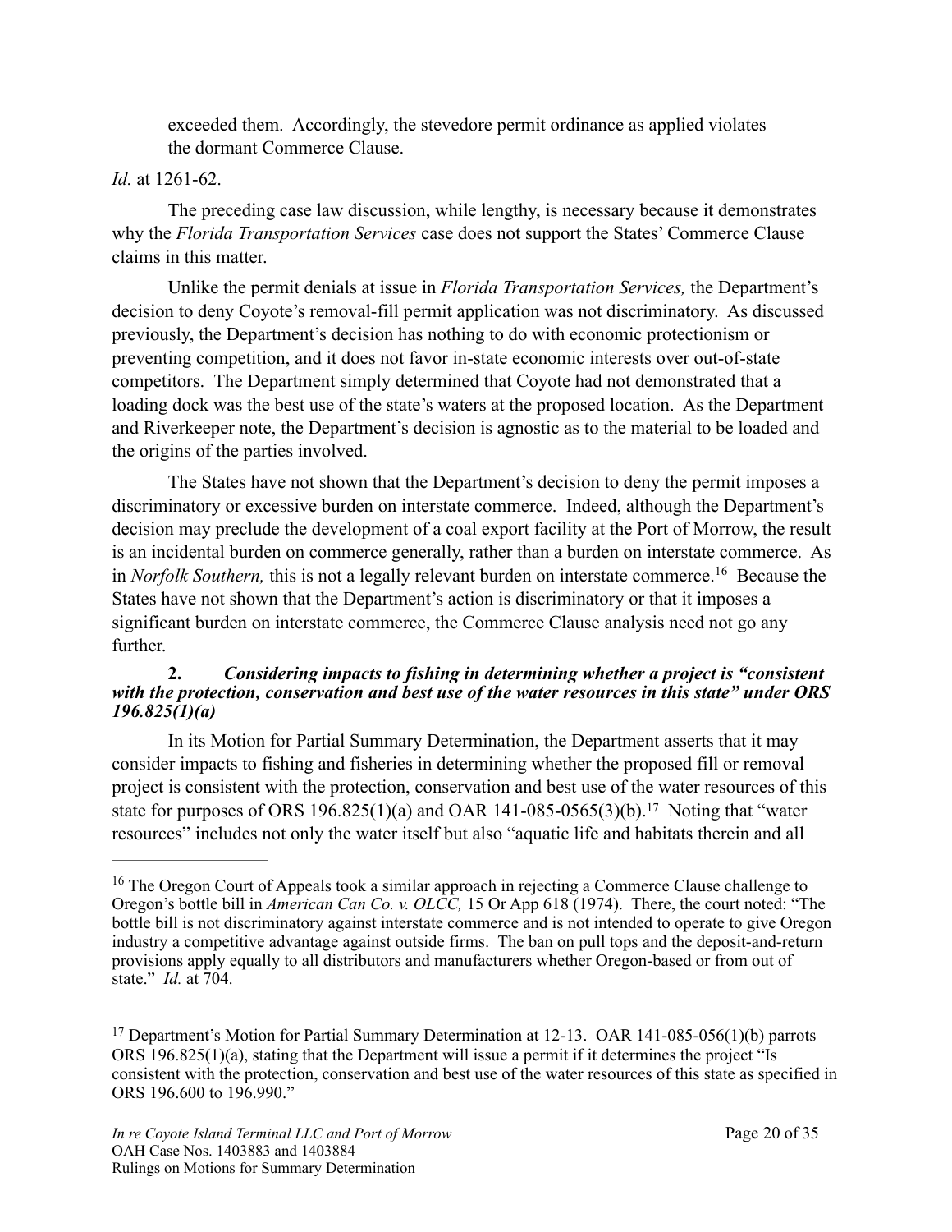exceeded them. Accordingly, the stevedore permit ordinance as applied violates the dormant Commerce Clause.

*Id.* at 1261-62.

The preceding case law discussion, while lengthy, is necessary because it demonstrates why the *Florida Transportation Services* case does not support the States' Commerce Clause claims in this matter.

Unlike the permit denials at issue in *Florida Transportation Services,* the Department's decision to deny Coyote's removal-fill permit application was not discriminatory. As discussed previously, the Department's decision has nothing to do with economic protectionism or preventing competition, and it does not favor in-state economic interests over out-of-state competitors. The Department simply determined that Coyote had not demonstrated that a loading dock was the best use of the state's waters at the proposed location. As the Department and Riverkeeper note, the Department's decision is agnostic as to the material to be loaded and the origins of the parties involved.

The States have not shown that the Department's decision to deny the permit imposes a discriminatory or excessive burden on interstate commerce. Indeed, although the Department's decision may preclude the development of a coal export facility at the Port of Morrow, the result is an incidental burden on commerce generally, rather than a burden on interstate commerce. As in *Norfolk Southern,* this is not a legally relevant burden on interstate commerce.[16] Because the States have not shown that the Department's action is discriminatory or that it imposes a significant burden on interstate commerce, the Commerce Clause analysis need not go any further.

### 2. *Considering impacts to fishing in determining whether a project is "consistent with the protection, conservation and best use of the water resources in this state" under ORS 196.825(1)(a)*

In its Motion for Partial Summary Determination, the Department asserts that it may consider impacts to fishing and fisheries in determining whether the proposed fill or removal project is consistent with the protection, conservation and best use of the water resources of this state for purposes of ORS 196.825(1)(a) and OAR 141-085-0565(3)(b).[17] Noting that "water resources" includes not only the water itself but also "aquatic life and habitats therein and all

---

[16] The Oregon Court of Appeals took a similar approach in rejecting a Commerce Clause challenge to Oregon's bottle bill in *American Can Co. v. OLCC,* 15 Or App 618 (1974). There, the court noted: "The bottle bill is not discriminatory against interstate commerce and is not intended to operate to give Oregon industry a competitive advantage against outside firms. The ban on pull tops and the deposit-and-return provisions apply equally to all distributors and manufacturers whether Oregon-based or from out of state." *Id.* at 704.

[17] Department's Motion for Partial Summary Determination at 12-13. OAR 141-085-056(1)(b) parrots ORS 196.825(1)(a), stating that the Department will issue a permit if it determines the project "Is consistent with the protection, conservation and best use of the water resources of this state as specified in ORS 196.600 to 196.990."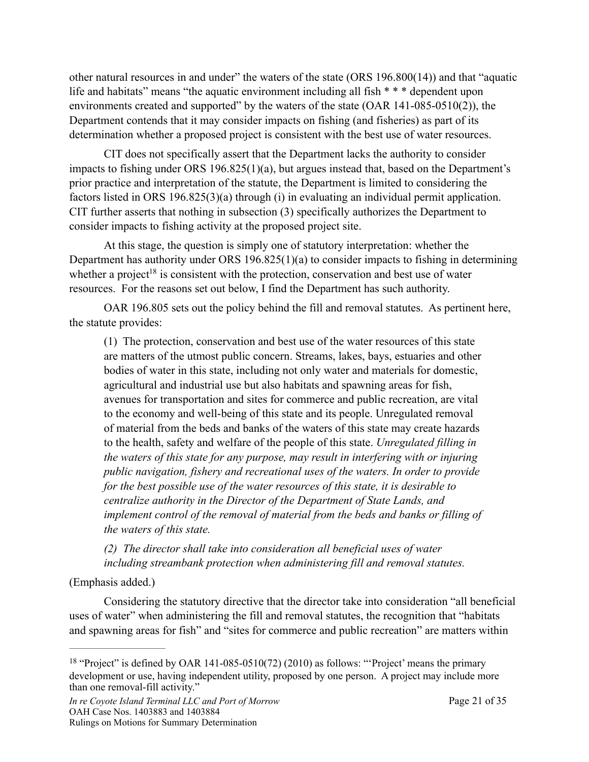other natural resources in and under" the waters of the state (ORS 196.800(14)) and that "aquatic life and habitats" means "the aquatic environment including all fish * * * dependent upon environments created and supported" by the waters of the state (OAR 141-085-0510(2)), the Department contends that it may consider impacts on fishing (and fisheries) as part of its determination whether a proposed project is consistent with the best use of water resources.

CIT does not specifically assert that the Department lacks the authority to consider impacts to fishing under ORS 196.825(1)(a), but argues instead that, based on the Department's prior practice and interpretation of the statute, the Department is limited to considering the factors listed in ORS 196.825(3)(a) through (i) in evaluating an individual permit application. CIT further asserts that nothing in subsection (3) specifically authorizes the Department to consider impacts to fishing activity at the proposed project site.

At this stage, the question is simply one of statutory interpretation: whether the Department has authority under ORS 196.825(1)(a) to consider impacts to fishing in determining whether a project[18] is consistent with the protection, conservation and best use of water resources. For the reasons set out below, I find the Department has such authority.

OAR 196.805 sets out the policy behind the fill and removal statutes. As pertinent here, the statute provides:

> (1) The protection, conservation and best use of the water resources of this state are matters of the utmost public concern. Streams, lakes, bays, estuaries and other bodies of water in this state, including not only water and materials for domestic, agricultural and industrial use but also habitats and spawning areas for fish, avenues for transportation and sites for commerce and public recreation, are vital to the economy and well-being of this state and its people. Unregulated removal of material from the beds and banks of the waters of this state may create hazards to the health, safety and welfare of the people of this state. *Unregulated filling in the waters of this state for any purpose, may result in interfering with or injuring public navigation, fishery and recreational uses of the waters. In order to provide for the best possible use of the water resources of this state, it is desirable to centralize authority in the Director of the Department of State Lands, and implement control of the removal of material from the beds and banks or filling of the waters of this state.*
>
> *(2) The director shall take into consideration all beneficial uses of water including streambank protection when administering fill and removal statutes.*

(Emphasis added.)

Considering the statutory directive that the director take into consideration "all beneficial uses of water" when administering the fill and removal statutes, the recognition that "habitats and spawning areas for fish" and "sites for commerce and public recreation" are matters within

---

[18] "Project" is defined by OAR 141-085-0510(72) (2010) as follows: "'Project' means the primary development or use, having independent utility, proposed by one person. A project may include more than one removal-fill activity."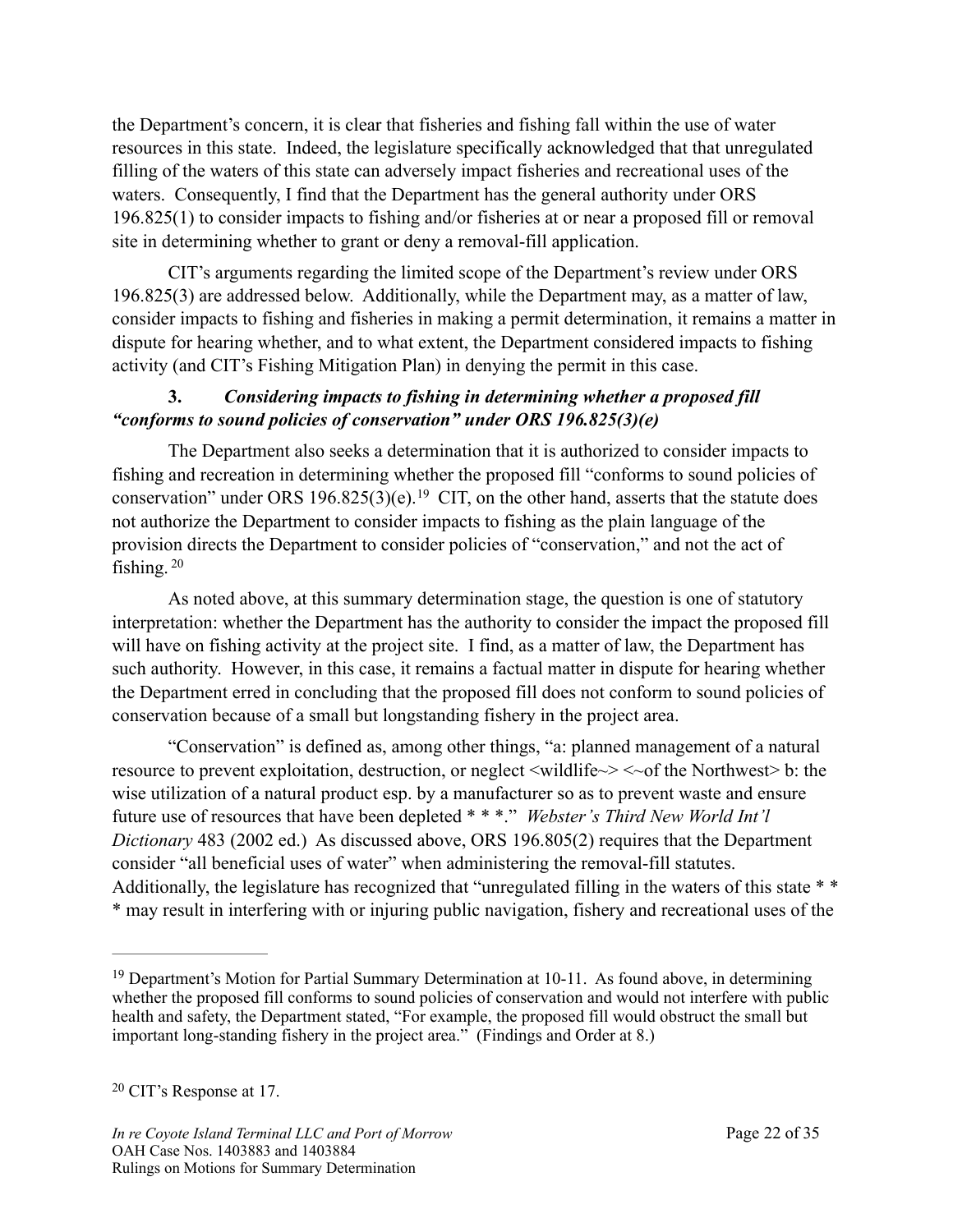the Department's concern, it is clear that fisheries and fishing fall within the use of water resources in this state. Indeed, the legislature specifically acknowledged that that unregulated filling of the waters of this state can adversely impact fisheries and recreational uses of the waters. Consequently, I find that the Department has the general authority under ORS 196.825(1) to consider impacts to fishing and/or fisheries at or near a proposed fill or removal site in determining whether to grant or deny a removal-fill application.

CIT's arguments regarding the limited scope of the Department's review under ORS 196.825(3) are addressed below. Additionally, while the Department may, as a matter of law, consider impacts to fishing and fisheries in making a permit determination, it remains a matter in dispute for hearing whether, and to what extent, the Department considered impacts to fishing activity (and CIT's Fishing Mitigation Plan) in denying the permit in this case.

### 3. *Considering impacts to fishing in determining whether a proposed fill "conforms to sound policies of conservation" under ORS 196.825(3)(e)*

The Department also seeks a determination that it is authorized to consider impacts to fishing and recreation in determining whether the proposed fill "conforms to sound policies of conservation" under ORS 196.825(3)(e).[19] CIT, on the other hand, asserts that the statute does not authorize the Department to consider impacts to fishing as the plain language of the provision directs the Department to consider policies of "conservation," and not the act of fishing.[20]

As noted above, at this summary determination stage, the question is one of statutory interpretation: whether the Department has the authority to consider the impact the proposed fill will have on fishing activity at the project site. I find, as a matter of law, the Department has such authority. However, in this case, it remains a factual matter in dispute for hearing whether the Department erred in concluding that the proposed fill does not conform to sound policies of conservation because of a small but longstanding fishery in the project area.

"Conservation" is defined as, among other things, "a: planned management of a natural resource to prevent exploitation, destruction, or neglect <wildlife~> <~of the Northwest> b: the wise utilization of a natural product esp. by a manufacturer so as to prevent waste and ensure future use of resources that have been depleted * * *." *Webster's Third New World Int'l Dictionary* 483 (2002 ed.) As discussed above, ORS 196.805(2) requires that the Department consider "all beneficial uses of water" when administering the removal-fill statutes. Additionally, the legislature has recognized that "unregulated filling in the waters of this state * * * may result in interfering with or injuring public navigation, fishery and recreational uses of the

---

[19] Department's Motion for Partial Summary Determination at 10-11. As found above, in determining whether the proposed fill conforms to sound policies of conservation and would not interfere with public health and safety, the Department stated, "For example, the proposed fill would obstruct the small but important long-standing fishery in the project area." (Findings and Order at 8.)

[20] CIT's Response at 17.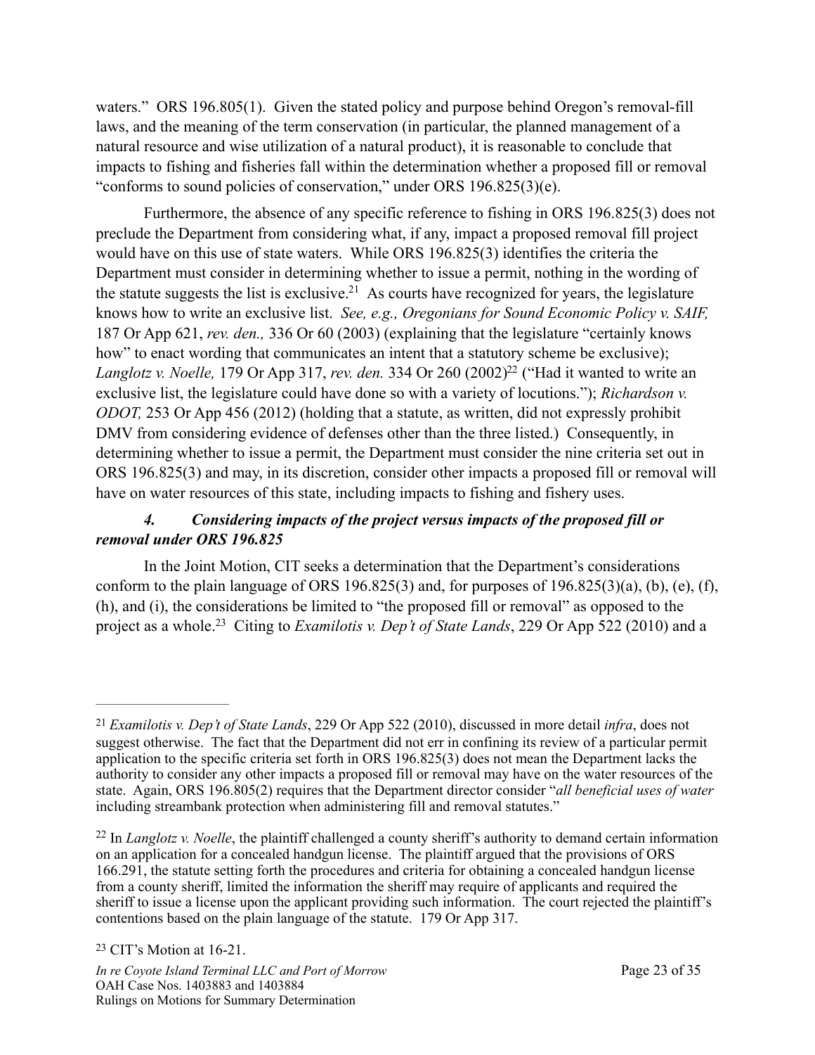waters." ORS 196.805(1). Given the stated policy and purpose behind Oregon's removal-fill laws, and the meaning of the term conservation (in particular, the planned management of a natural resource and wise utilization of a natural product), it is reasonable to conclude that impacts to fishing and fisheries fall within the determination whether a proposed fill or removal "conforms to sound policies of conservation," under ORS 196.825(3)(e).

Furthermore, the absence of any specific reference to fishing in ORS 196.825(3) does not preclude the Department from considering what, if any, impact a proposed removal fill project would have on this use of state waters. While ORS 196.825(3) identifies the criteria the Department must consider in determining whether to issue a permit, nothing in the wording of the statute suggests the list is exclusive.[21] As courts have recognized for years, the legislature knows how to write an exclusive list. *See, e.g., Oregonians for Sound Economic Policy v. SAIF,* 187 Or App 621, *rev. den.,* 336 Or 60 (2003) (explaining that the legislature "certainly knows how" to enact wording that communicates an intent that a statutory scheme be exclusive); *Langlotz v. Noelle,* 179 Or App 317, *rev. den.* 334 Or 260 (2002)[22] ("Had it wanted to write an exclusive list, the legislature could have done so with a variety of locutions."); *Richardson v. ODOT,* 253 Or App 456 (2012) (holding that a statute, as written, did not expressly prohibit DMV from considering evidence of defenses other than the three listed.) Consequently, in determining whether to issue a permit, the Department must consider the nine criteria set out in ORS 196.825(3) and may, in its discretion, consider other impacts a proposed fill or removal will have on water resources of this state, including impacts to fishing and fishery uses.

#### *4. Considering impacts of the project versus impacts of the proposed fill or removal under ORS 196.825*

In the Joint Motion, CIT seeks a determination that the Department's considerations conform to the plain language of ORS 196.825(3) and, for purposes of 196.825(3)(a), (b), (e), (f), (h), and (i), the considerations be limited to "the proposed fill or removal" as opposed to the project as a whole.[23] Citing to *Examilotis v. Dep't of State Lands*, 229 Or App 522 (2010) and a

---

[21] *Examilotis v. Dep't of State Lands*, 229 Or App 522 (2010), discussed in more detail *infra*, does not suggest otherwise. The fact that the Department did not err in confining its review of a particular permit application to the specific criteria set forth in ORS 196.825(3) does not mean the Department lacks the authority to consider any other impacts a proposed fill or removal may have on the water resources of the state. Again, ORS 196.805(2) requires that the Department director consider "*all beneficial uses of water* including streambank protection when administering fill and removal statutes."

[22] In *Langlotz v. Noelle*, the plaintiff challenged a county sheriff's authority to demand certain information on an application for a concealed handgun license. The plaintiff argued that the provisions of ORS 166.291, the statute setting forth the procedures and criteria for obtaining a concealed handgun license from a county sheriff, limited the information the sheriff may require of applicants and required the sheriff to issue a license upon the applicant providing such information. The court rejected the plaintiff's contentions based on the plain language of the statute. 179 Or App 317.

[23] CIT's Motion at 16-21.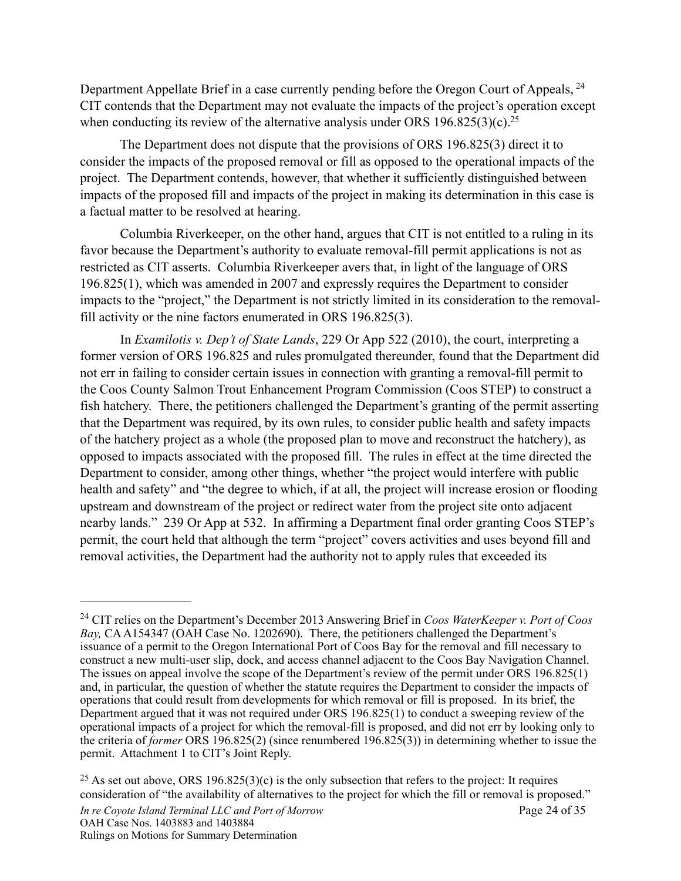Department Appellate Brief in a case currently pending before the Oregon Court of Appeals, [24] CIT contends that the Department may not evaluate the impacts of the project's operation except when conducting its review of the alternative analysis under ORS 196.825(3)(c).[25]

The Department does not dispute that the provisions of ORS 196.825(3) direct it to consider the impacts of the proposed removal or fill as opposed to the operational impacts of the project. The Department contends, however, that whether it sufficiently distinguished between impacts of the proposed fill and impacts of the project in making its determination in this case is a factual matter to be resolved at hearing.

Columbia Riverkeeper, on the other hand, argues that CIT is not entitled to a ruling in its favor because the Department's authority to evaluate removal-fill permit applications is not as restricted as CIT asserts. Columbia Riverkeeper avers that, in light of the language of ORS 196.825(1), which was amended in 2007 and expressly requires the Department to consider impacts to the "project," the Department is not strictly limited in its consideration to the removal-fill activity or the nine factors enumerated in ORS 196.825(3).

In *Examilotis v. Dep't of State Lands*, 229 Or App 522 (2010), the court, interpreting a former version of ORS 196.825 and rules promulgated thereunder, found that the Department did not err in failing to consider certain issues in connection with granting a removal-fill permit to the Coos County Salmon Trout Enhancement Program Commission (Coos STEP) to construct a fish hatchery. There, the petitioners challenged the Department's granting of the permit asserting that the Department was required, by its own rules, to consider public health and safety impacts of the hatchery project as a whole (the proposed plan to move and reconstruct the hatchery), as opposed to impacts associated with the proposed fill. The rules in effect at the time directed the Department to consider, among other things, whether "the project would interfere with public health and safety" and "the degree to which, if at all, the project will increase erosion or flooding upstream and downstream of the project or redirect water from the project site onto adjacent nearby lands." 239 Or App at 532. In affirming a Department final order granting Coos STEP's permit, the court held that although the term "project" covers activities and uses beyond fill and removal activities, the Department had the authority not to apply rules that exceeded its

---

[24] CIT relies on the Department's December 2013 Answering Brief in *Coos WaterKeeper v. Port of Coos Bay,* CA A154347 (OAH Case No. 1202690). There, the petitioners challenged the Department's issuance of a permit to the Oregon International Port of Coos Bay for the removal and fill necessary to construct a new multi-user slip, dock, and access channel adjacent to the Coos Bay Navigation Channel. The issues on appeal involve the scope of the Department's review of the permit under ORS 196.825(1) and, in particular, the question of whether the statute requires the Department to consider the impacts of operations that could result from developments for which removal or fill is proposed. In its brief, the Department argued that it was not required under ORS 196.825(1) to conduct a sweeping review of the operational impacts of a project for which the removal-fill is proposed, and did not err by looking only to the criteria of *former* ORS 196.825(2) (since renumbered 196.825(3)) in determining whether to issue the permit. Attachment 1 to CIT's Joint Reply.

[25] As set out above, ORS 196.825(3)(c) is the only subsection that refers to the project: It requires consideration of "the availability of alternatives to the project for which the fill or removal is proposed."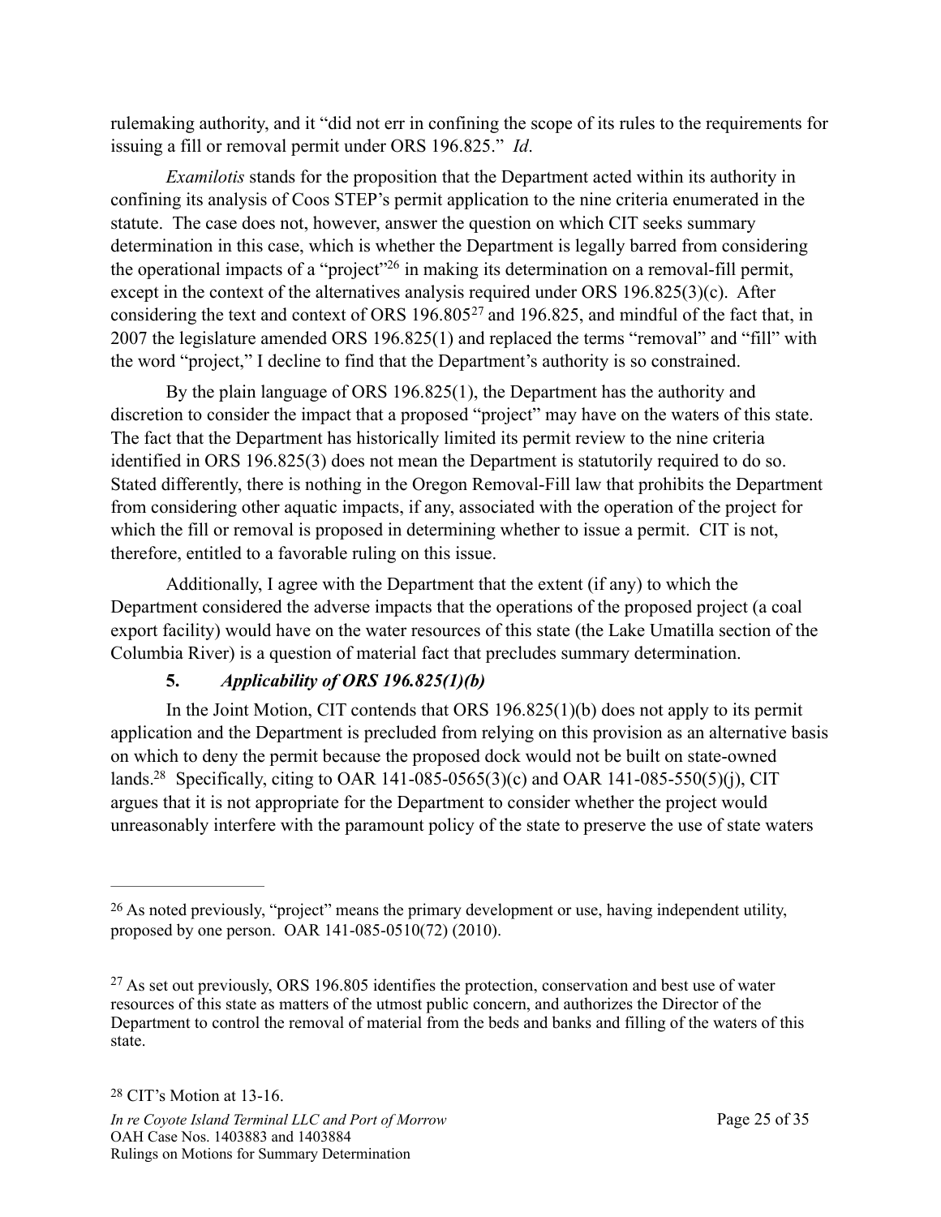rulemaking authority, and it "did not err in confining the scope of its rules to the requirements for issuing a fill or removal permit under ORS 196.825." *Id*.

*Examilotis* stands for the proposition that the Department acted within its authority in confining its analysis of Coos STEP's permit application to the nine criteria enumerated in the statute. The case does not, however, answer the question on which CIT seeks summary determination in this case, which is whether the Department is legally barred from considering the operational impacts of a "project"[26] in making its determination on a removal-fill permit, except in the context of the alternatives analysis required under ORS 196.825(3)(c). After considering the text and context of ORS 196.805[27] and 196.825, and mindful of the fact that, in 2007 the legislature amended ORS 196.825(1) and replaced the terms "removal" and "fill" with the word "project," I decline to find that the Department's authority is so constrained.

By the plain language of ORS 196.825(1), the Department has the authority and discretion to consider the impact that a proposed "project" may have on the waters of this state. The fact that the Department has historically limited its permit review to the nine criteria identified in ORS 196.825(3) does not mean the Department is statutorily required to do so. Stated differently, there is nothing in the Oregon Removal-Fill law that prohibits the Department from considering other aquatic impacts, if any, associated with the operation of the project for which the fill or removal is proposed in determining whether to issue a permit. CIT is not, therefore, entitled to a favorable ruling on this issue.

Additionally, I agree with the Department that the extent (if any) to which the Department considered the adverse impacts that the operations of the proposed project (a coal export facility) would have on the water resources of this state (the Lake Umatilla section of the Columbia River) is a question of material fact that precludes summary determination.

**5. *Applicability of ORS 196.825(1)(b)***

In the Joint Motion, CIT contends that ORS 196.825(1)(b) does not apply to its permit application and the Department is precluded from relying on this provision as an alternative basis on which to deny the permit because the proposed dock would not be built on state-owned lands.[28] Specifically, citing to OAR 141-085-0565(3)(c) and OAR 141-085-550(5)(j), CIT argues that it is not appropriate for the Department to consider whether the project would unreasonably interfere with the paramount policy of the state to preserve the use of state waters

---

[26] As noted previously, "project" means the primary development or use, having independent utility, proposed by one person. OAR 141-085-0510(72) (2010).

[27] As set out previously, ORS 196.805 identifies the protection, conservation and best use of water resources of this state as matters of the utmost public concern, and authorizes the Director of the Department to control the removal of material from the beds and banks and filling of the waters of this state.

[28] CIT's Motion at 13-16.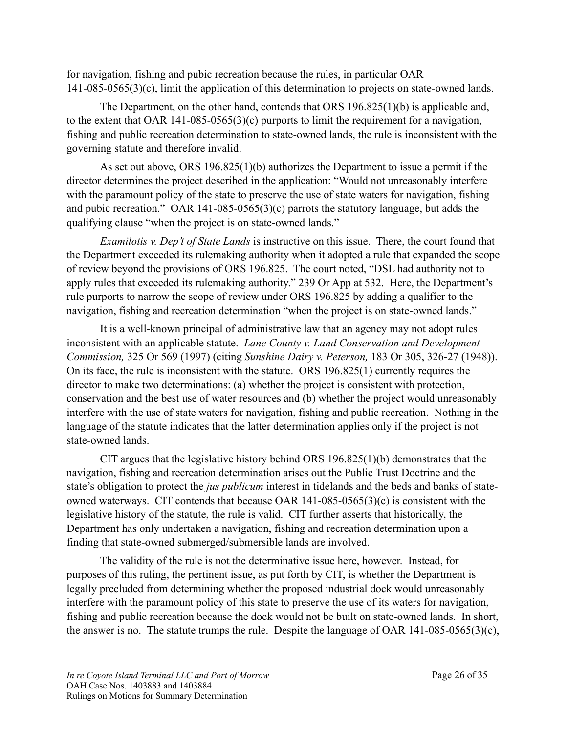for navigation, fishing and pubic recreation because the rules, in particular OAR 141-085-0565(3)(c), limit the application of this determination to projects on state-owned lands.

The Department, on the other hand, contends that ORS 196.825(1)(b) is applicable and, to the extent that OAR 141-085-0565(3)(c) purports to limit the requirement for a navigation, fishing and public recreation determination to state-owned lands, the rule is inconsistent with the governing statute and therefore invalid.

As set out above, ORS 196.825(1)(b) authorizes the Department to issue a permit if the director determines the project described in the application: "Would not unreasonably interfere with the paramount policy of the state to preserve the use of state waters for navigation, fishing and pubic recreation." OAR 141-085-0565(3)(c) parrots the statutory language, but adds the qualifying clause "when the project is on state-owned lands."

*Examilotis v. Dep't of State Lands* is instructive on this issue. There, the court found that the Department exceeded its rulemaking authority when it adopted a rule that expanded the scope of review beyond the provisions of ORS 196.825. The court noted, "DSL had authority not to apply rules that exceeded its rulemaking authority." 239 Or App at 532. Here, the Department's rule purports to narrow the scope of review under ORS 196.825 by adding a qualifier to the navigation, fishing and recreation determination "when the project is on state-owned lands."

It is a well-known principal of administrative law that an agency may not adopt rules inconsistent with an applicable statute. *Lane County v. Land Conservation and Development Commission,* 325 Or 569 (1997) (citing *Sunshine Dairy v. Peterson,* 183 Or 305, 326-27 (1948)). On its face, the rule is inconsistent with the statute. ORS 196.825(1) currently requires the director to make two determinations: (a) whether the project is consistent with protection, conservation and the best use of water resources and (b) whether the project would unreasonably interfere with the use of state waters for navigation, fishing and public recreation. Nothing in the language of the statute indicates that the latter determination applies only if the project is not state-owned lands.

CIT argues that the legislative history behind ORS 196.825(1)(b) demonstrates that the navigation, fishing and recreation determination arises out the Public Trust Doctrine and the state's obligation to protect the *jus publicum* interest in tidelands and the beds and banks of state-owned waterways. CIT contends that because OAR 141-085-0565(3)(c) is consistent with the legislative history of the statute, the rule is valid. CIT further asserts that historically, the Department has only undertaken a navigation, fishing and recreation determination upon a finding that state-owned submerged/submersible lands are involved.

The validity of the rule is not the determinative issue here, however. Instead, for purposes of this ruling, the pertinent issue, as put forth by CIT, is whether the Department is legally precluded from determining whether the proposed industrial dock would unreasonably interfere with the paramount policy of this state to preserve the use of its waters for navigation, fishing and public recreation because the dock would not be built on state-owned lands. In short, the answer is no. The statute trumps the rule. Despite the language of OAR 141-085-0565(3)(c),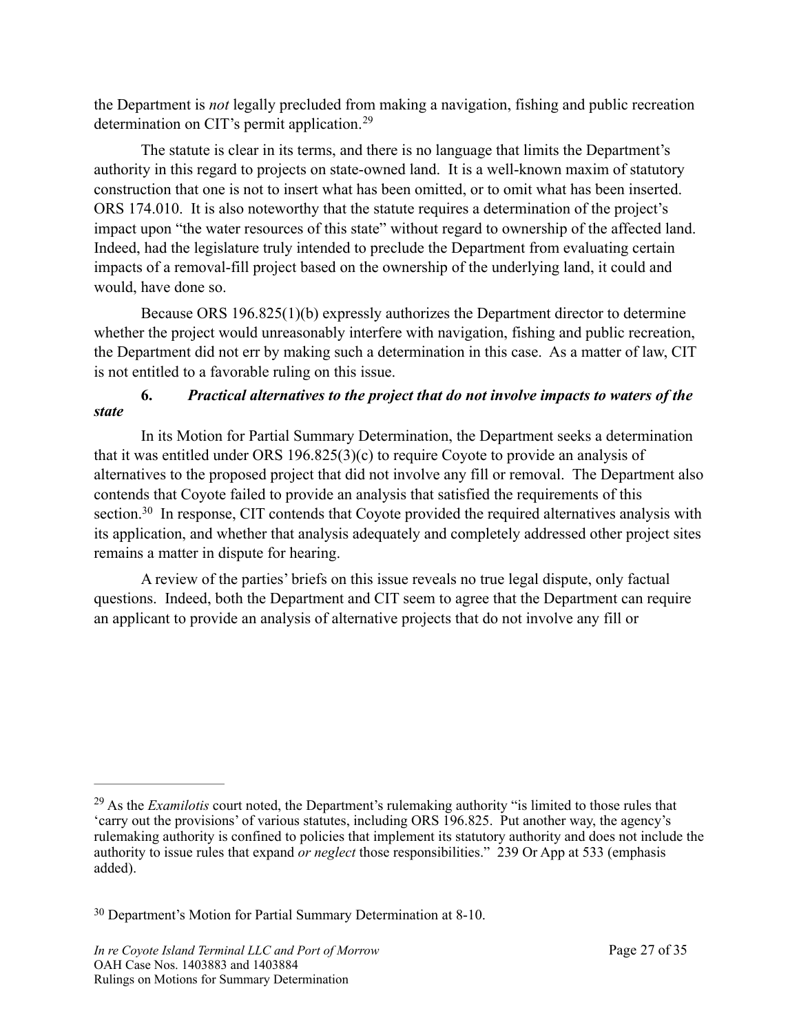the Department is *not* legally precluded from making a navigation, fishing and public recreation determination on CIT's permit application.[29]

The statute is clear in its terms, and there is no language that limits the Department's authority in this regard to projects on state-owned land. It is a well-known maxim of statutory construction that one is not to insert what has been omitted, or to omit what has been inserted. ORS 174.010. It is also noteworthy that the statute requires a determination of the project's impact upon "the water resources of this state" without regard to ownership of the affected land. Indeed, had the legislature truly intended to preclude the Department from evaluating certain impacts of a removal-fill project based on the ownership of the underlying land, it could and would, have done so.

Because ORS 196.825(1)(b) expressly authorizes the Department director to determine whether the project would unreasonably interfere with navigation, fishing and public recreation, the Department did not err by making such a determination in this case. As a matter of law, CIT is not entitled to a favorable ruling on this issue.

**6.** ***Practical alternatives to the project that do not involve impacts to waters of the state***

In its Motion for Partial Summary Determination, the Department seeks a determination that it was entitled under ORS 196.825(3)(c) to require Coyote to provide an analysis of alternatives to the proposed project that did not involve any fill or removal. The Department also contends that Coyote failed to provide an analysis that satisfied the requirements of this section.[30] In response, CIT contends that Coyote provided the required alternatives analysis with its application, and whether that analysis adequately and completely addressed other project sites remains a matter in dispute for hearing.

A review of the parties' briefs on this issue reveals no true legal dispute, only factual questions. Indeed, both the Department and CIT seem to agree that the Department can require an applicant to provide an analysis of alternative projects that do not involve any fill or

---

[29] As the *Examilotis* court noted, the Department's rulemaking authority "is limited to those rules that 'carry out the provisions' of various statutes, including ORS 196.825. Put another way, the agency's rulemaking authority is confined to policies that implement its statutory authority and does not include the authority to issue rules that expand *or neglect* those responsibilities." 239 Or App at 533 (emphasis added).

[30] Department's Motion for Partial Summary Determination at 8-10.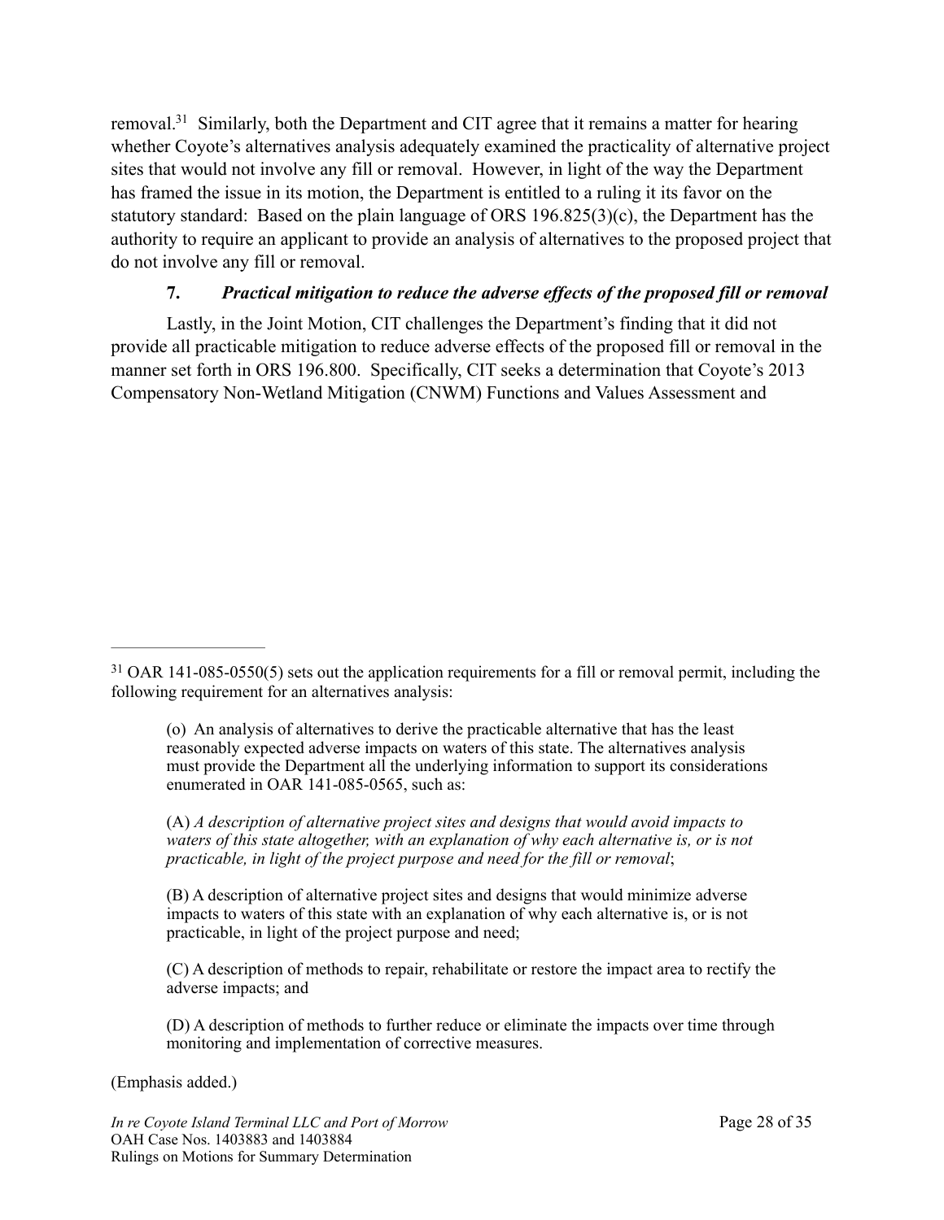removal.[31] Similarly, both the Department and CIT agree that it remains a matter for hearing whether Coyote's alternatives analysis adequately examined the practicality of alternative project sites that would not involve any fill or removal. However, in light of the way the Department has framed the issue in its motion, the Department is entitled to a ruling it its favor on the statutory standard: Based on the plain language of ORS 196.825(3)(c), the Department has the authority to require an applicant to provide an analysis of alternatives to the proposed project that do not involve any fill or removal.

### 7. *Practical mitigation to reduce the adverse effects of the proposed fill or removal*

Lastly, in the Joint Motion, CIT challenges the Department's finding that it did not provide all practicable mitigation to reduce adverse effects of the proposed fill or removal in the manner set forth in ORS 196.800. Specifically, CIT seeks a determination that Coyote's 2013 Compensatory Non-Wetland Mitigation (CNWM) Functions and Values Assessment and

---

[31] OAR 141-085-0550(5) sets out the application requirements for a fill or removal permit, including the following requirement for an alternatives analysis:

> (o) An analysis of alternatives to derive the practicable alternative that has the least reasonably expected adverse impacts on waters of this state. The alternatives analysis must provide the Department all the underlying information to support its considerations enumerated in OAR 141-085-0565, such as:
>
> (A) *A description of alternative project sites and designs that would avoid impacts to waters of this state altogether, with an explanation of why each alternative is, or is not practicable, in light of the project purpose and need for the fill or removal*;
>
> (B) A description of alternative project sites and designs that would minimize adverse impacts to waters of this state with an explanation of why each alternative is, or is not practicable, in light of the project purpose and need;
>
> (C) A description of methods to repair, rehabilitate or restore the impact area to rectify the adverse impacts; and
>
> (D) A description of methods to further reduce or eliminate the impacts over time through monitoring and implementation of corrective measures.

(Emphasis added.)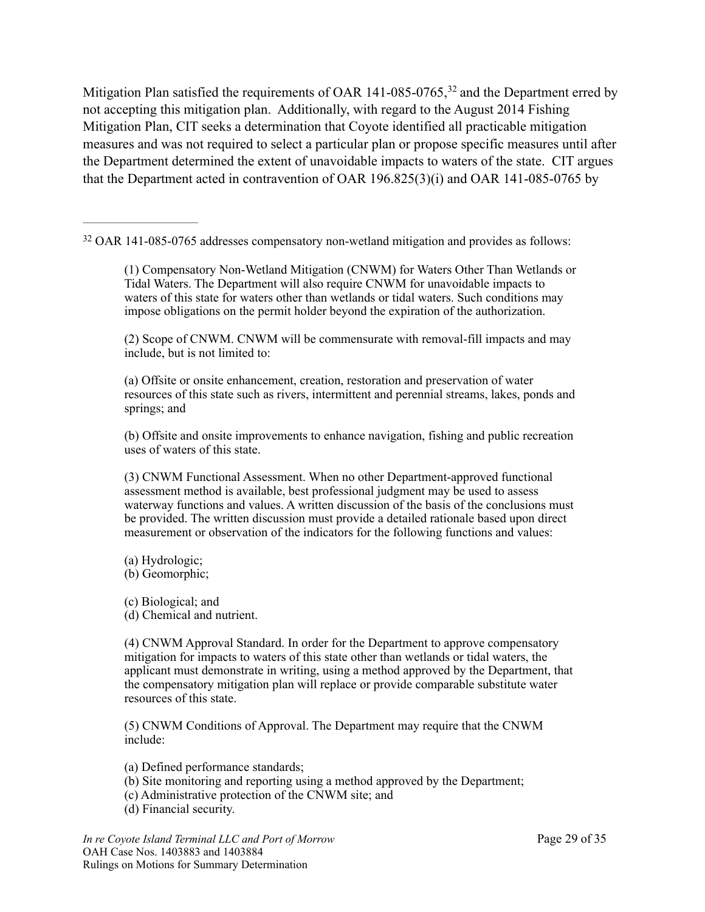Mitigation Plan satisfied the requirements of OAR 141-085-0765,[32] and the Department erred by not accepting this mitigation plan. Additionally, with regard to the August 2014 Fishing Mitigation Plan, CIT seeks a determination that Coyote identified all practicable mitigation measures and was not required to select a particular plan or propose specific measures until after the Department determined the extent of unavoidable impacts to waters of the state. CIT argues that the Department acted in contravention of OAR 196.825(3)(i) and OAR 141-085-0765 by

---

[32] OAR 141-085-0765 addresses compensatory non-wetland mitigation and provides as follows:

> (1) Compensatory Non-Wetland Mitigation (CNWM) for Waters Other Than Wetlands or Tidal Waters. The Department will also require CNWM for unavoidable impacts to waters of this state for waters other than wetlands or tidal waters. Such conditions may impose obligations on the permit holder beyond the expiration of the authorization.
>
> (2) Scope of CNWM. CNWM will be commensurate with removal-fill impacts and may include, but is not limited to:
>
> (a) Offsite or onsite enhancement, creation, restoration and preservation of water resources of this state such as rivers, intermittent and perennial streams, lakes, ponds and springs; and
>
> (b) Offsite and onsite improvements to enhance navigation, fishing and public recreation uses of waters of this state.
>
> (3) CNWM Functional Assessment. When no other Department-approved functional assessment method is available, best professional judgment may be used to assess waterway functions and values. A written discussion of the basis of the conclusions must be provided. The written discussion must provide a detailed rationale based upon direct measurement or observation of the indicators for the following functions and values:
>
> (a) Hydrologic;
> (b) Geomorphic;
>
> (c) Biological; and
> (d) Chemical and nutrient.
>
> (4) CNWM Approval Standard. In order for the Department to approve compensatory mitigation for impacts to waters of this state other than wetlands or tidal waters, the applicant must demonstrate in writing, using a method approved by the Department, that the compensatory mitigation plan will replace or provide comparable substitute water resources of this state.
>
> (5) CNWM Conditions of Approval. The Department may require that the CNWM include:
>
> (a) Defined performance standards;
> (b) Site monitoring and reporting using a method approved by the Department;
> (c) Administrative protection of the CNWM site; and
> (d) Financial security.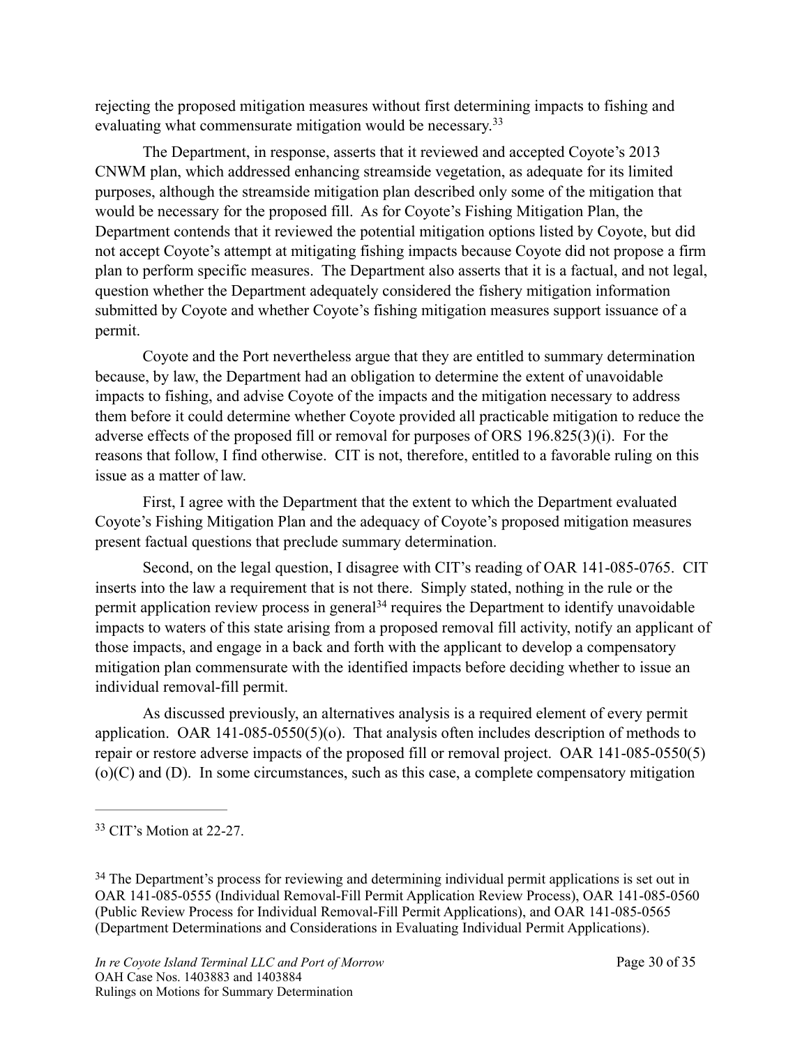rejecting the proposed mitigation measures without first determining impacts to fishing and evaluating what commensurate mitigation would be necessary.[33]

The Department, in response, asserts that it reviewed and accepted Coyote's 2013 CNWM plan, which addressed enhancing streamside vegetation, as adequate for its limited purposes, although the streamside mitigation plan described only some of the mitigation that would be necessary for the proposed fill. As for Coyote's Fishing Mitigation Plan, the Department contends that it reviewed the potential mitigation options listed by Coyote, but did not accept Coyote's attempt at mitigating fishing impacts because Coyote did not propose a firm plan to perform specific measures. The Department also asserts that it is a factual, and not legal, question whether the Department adequately considered the fishery mitigation information submitted by Coyote and whether Coyote's fishing mitigation measures support issuance of a permit.

Coyote and the Port nevertheless argue that they are entitled to summary determination because, by law, the Department had an obligation to determine the extent of unavoidable impacts to fishing, and advise Coyote of the impacts and the mitigation necessary to address them before it could determine whether Coyote provided all practicable mitigation to reduce the adverse effects of the proposed fill or removal for purposes of ORS 196.825(3)(i). For the reasons that follow, I find otherwise. CIT is not, therefore, entitled to a favorable ruling on this issue as a matter of law.

First, I agree with the Department that the extent to which the Department evaluated Coyote's Fishing Mitigation Plan and the adequacy of Coyote's proposed mitigation measures present factual questions that preclude summary determination.

Second, on the legal question, I disagree with CIT's reading of OAR 141-085-0765. CIT inserts into the law a requirement that is not there. Simply stated, nothing in the rule or the permit application review process in general[34] requires the Department to identify unavoidable impacts to waters of this state arising from a proposed removal fill activity, notify an applicant of those impacts, and engage in a back and forth with the applicant to develop a compensatory mitigation plan commensurate with the identified impacts before deciding whether to issue an individual removal-fill permit.

As discussed previously, an alternatives analysis is a required element of every permit application. OAR 141-085-0550(5)(o). That analysis often includes description of methods to repair or restore adverse impacts of the proposed fill or removal project. OAR 141-085-0550(5)(o)(C) and (D). In some circumstances, such as this case, a complete compensatory mitigation

---

[33] CIT's Motion at 22-27.

[34] The Department's process for reviewing and determining individual permit applications is set out in OAR 141-085-0555 (Individual Removal-Fill Permit Application Review Process), OAR 141-085-0560 (Public Review Process for Individual Removal-Fill Permit Applications), and OAR 141-085-0565 (Department Determinations and Considerations in Evaluating Individual Permit Applications).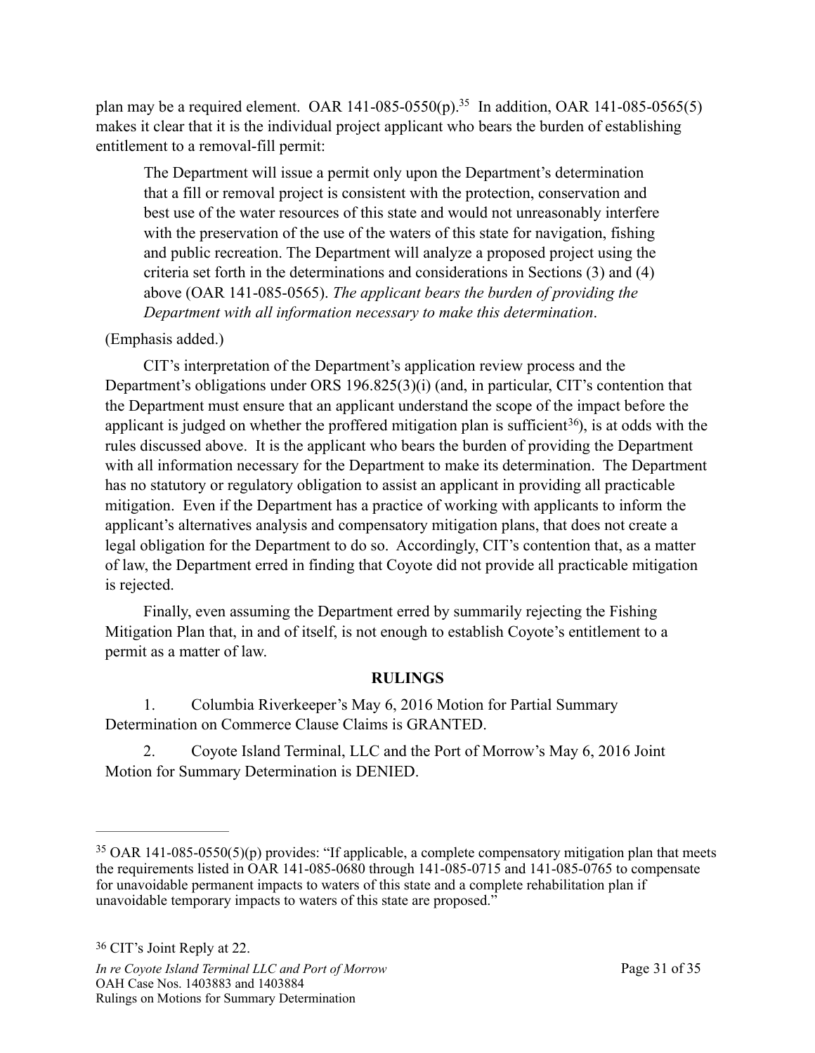plan may be a required element. OAR 141-085-0550(p).[35] In addition, OAR 141-085-0565(5) makes it clear that it is the individual project applicant who bears the burden of establishing entitlement to a removal-fill permit:

> The Department will issue a permit only upon the Department's determination that a fill or removal project is consistent with the protection, conservation and best use of the water resources of this state and would not unreasonably interfere with the preservation of the use of the waters of this state for navigation, fishing and public recreation. The Department will analyze a proposed project using the criteria set forth in the determinations and considerations in Sections (3) and (4) above (OAR 141-085-0565). *The applicant bears the burden of providing the Department with all information necessary to make this determination*.

(Emphasis added.)

CIT's interpretation of the Department's application review process and the Department's obligations under ORS 196.825(3)(i) (and, in particular, CIT's contention that the Department must ensure that an applicant understand the scope of the impact before the applicant is judged on whether the proffered mitigation plan is sufficient[36]), is at odds with the rules discussed above. It is the applicant who bears the burden of providing the Department with all information necessary for the Department to make its determination. The Department has no statutory or regulatory obligation to assist an applicant in providing all practicable mitigation. Even if the Department has a practice of working with applicants to inform the applicant's alternatives analysis and compensatory mitigation plans, that does not create a legal obligation for the Department to do so. Accordingly, CIT's contention that, as a matter of law, the Department erred in finding that Coyote did not provide all practicable mitigation is rejected.

Finally, even assuming the Department erred by summarily rejecting the Fishing Mitigation Plan that, in and of itself, is not enough to establish Coyote's entitlement to a permit as a matter of law.

## RULINGS

1. Columbia Riverkeeper's May 6, 2016 Motion for Partial Summary Determination on Commerce Clause Claims is GRANTED.

2. Coyote Island Terminal, LLC and the Port of Morrow's May 6, 2016 Joint Motion for Summary Determination is DENIED.

---

[35] OAR 141-085-0550(5)(p) provides: "If applicable, a complete compensatory mitigation plan that meets the requirements listed in OAR 141-085-0680 through 141-085-0715 and 141-085-0765 to compensate for unavoidable permanent impacts to waters of this state and a complete rehabilitation plan if unavoidable temporary impacts to waters of this state are proposed."

[36] CIT's Joint Reply at 22.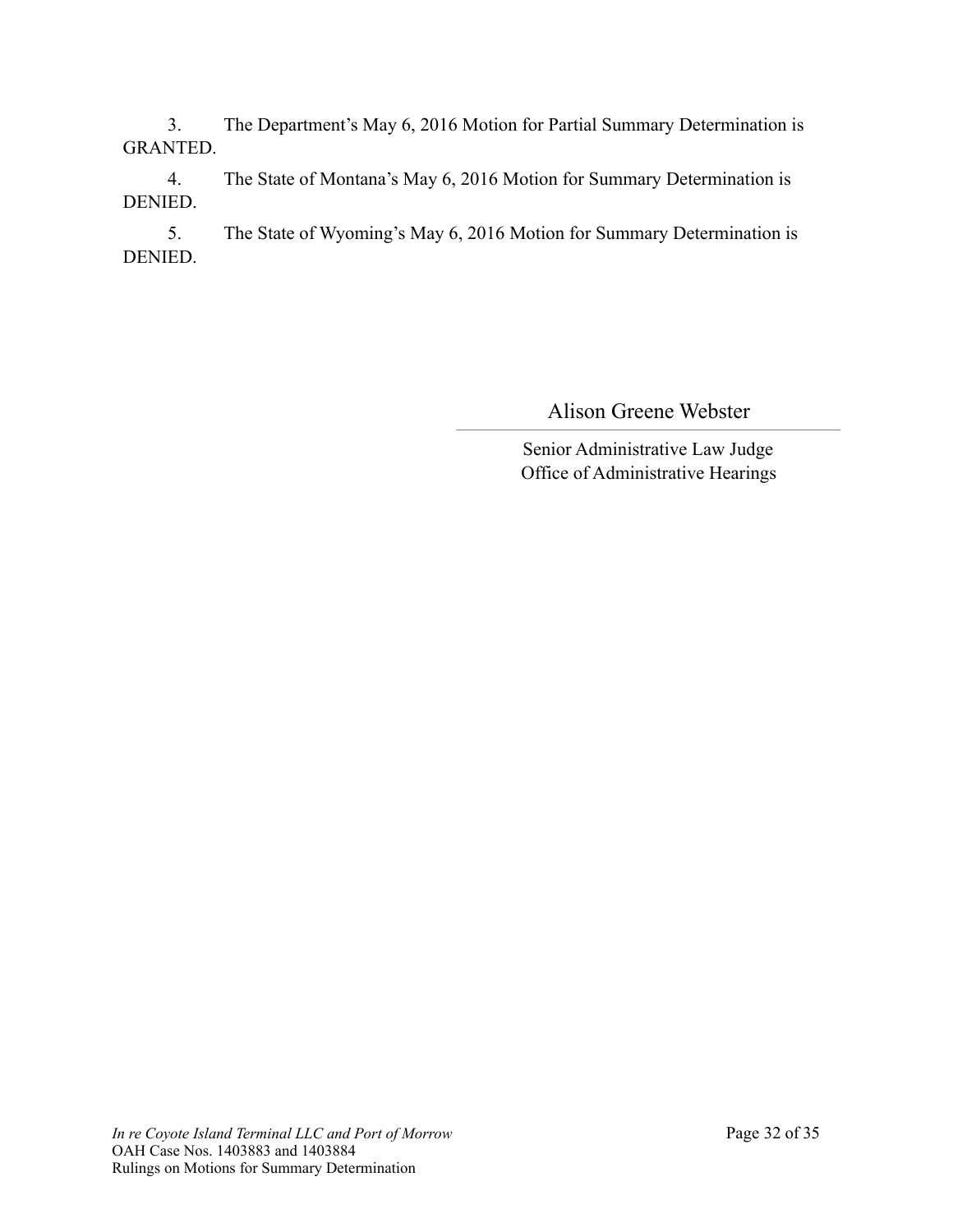3. The Department's May 6, 2016 Motion for Partial Summary Determination is GRANTED.

4. The State of Montana's May 6, 2016 Motion for Summary Determination is DENIED.

5. The State of Wyoming's May 6, 2016 Motion for Summary Determination is DENIED.

Alison Greene Webster

Senior Administrative Law Judge
Office of Administrative Hearings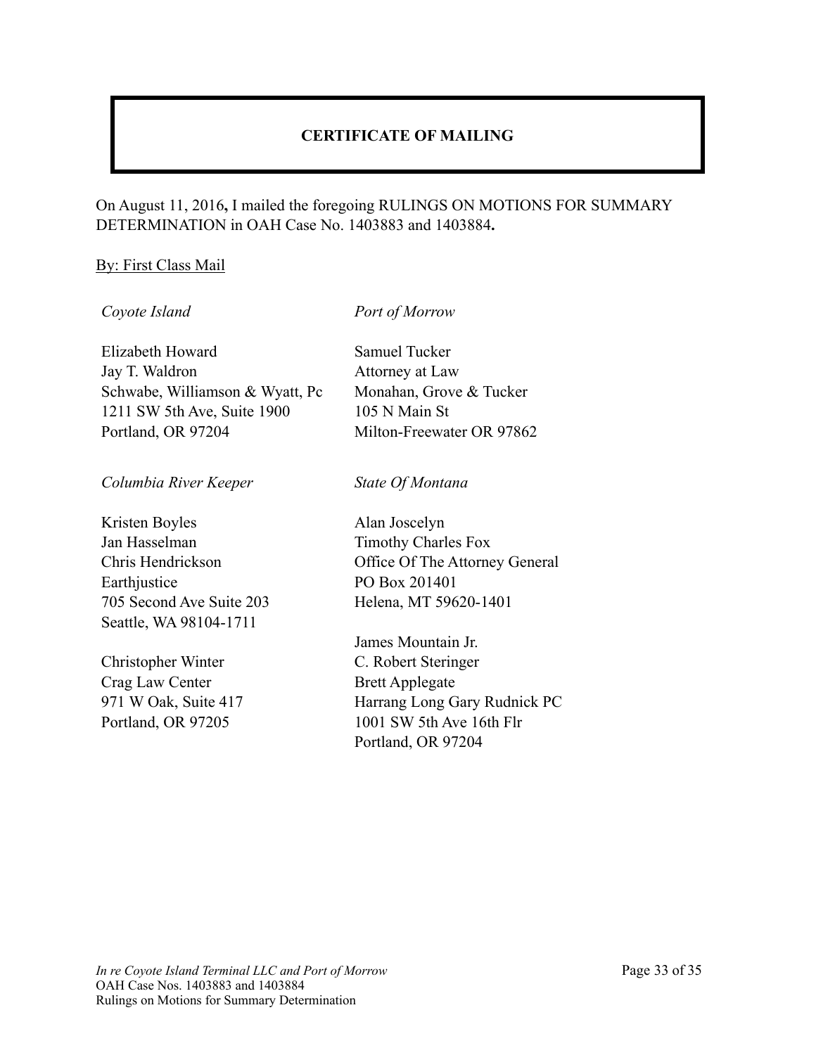## CERTIFICATE OF MAILING

On August 11, 2016**,** I mailed the foregoing RULINGS ON MOTIONS FOR SUMMARY DETERMINATION in OAH Case No. 1403883 and 1403884**.**

<u>By: First Class Mail</u>

*Coyote Island*

Elizabeth Howard
Jay T. Waldron
Schwabe, Williamson & Wyatt, Pc
1211 SW 5th Ave, Suite 1900
Portland, OR 97204

*Columbia River Keeper*

Kristen Boyles
Jan Hasselman
Chris Hendrickson
Earthjustice
705 Second Ave Suite 203
Seattle, WA 98104-1711

Christopher Winter
Crag Law Center
971 W Oak, Suite 417
Portland, OR 97205

*Port of Morrow*

Samuel Tucker
Attorney at Law
Monahan, Grove & Tucker
105 N Main St
Milton-Freewater OR 97862

*State Of Montana*

Alan Joscelyn
Timothy Charles Fox
Office Of The Attorney General
PO Box 201401
Helena, MT 59620-1401

James Mountain Jr.
C. Robert Steringer
Brett Applegate
Harrang Long Gary Rudnick PC
1001 SW 5th Ave 16th Flr
Portland, OR 97204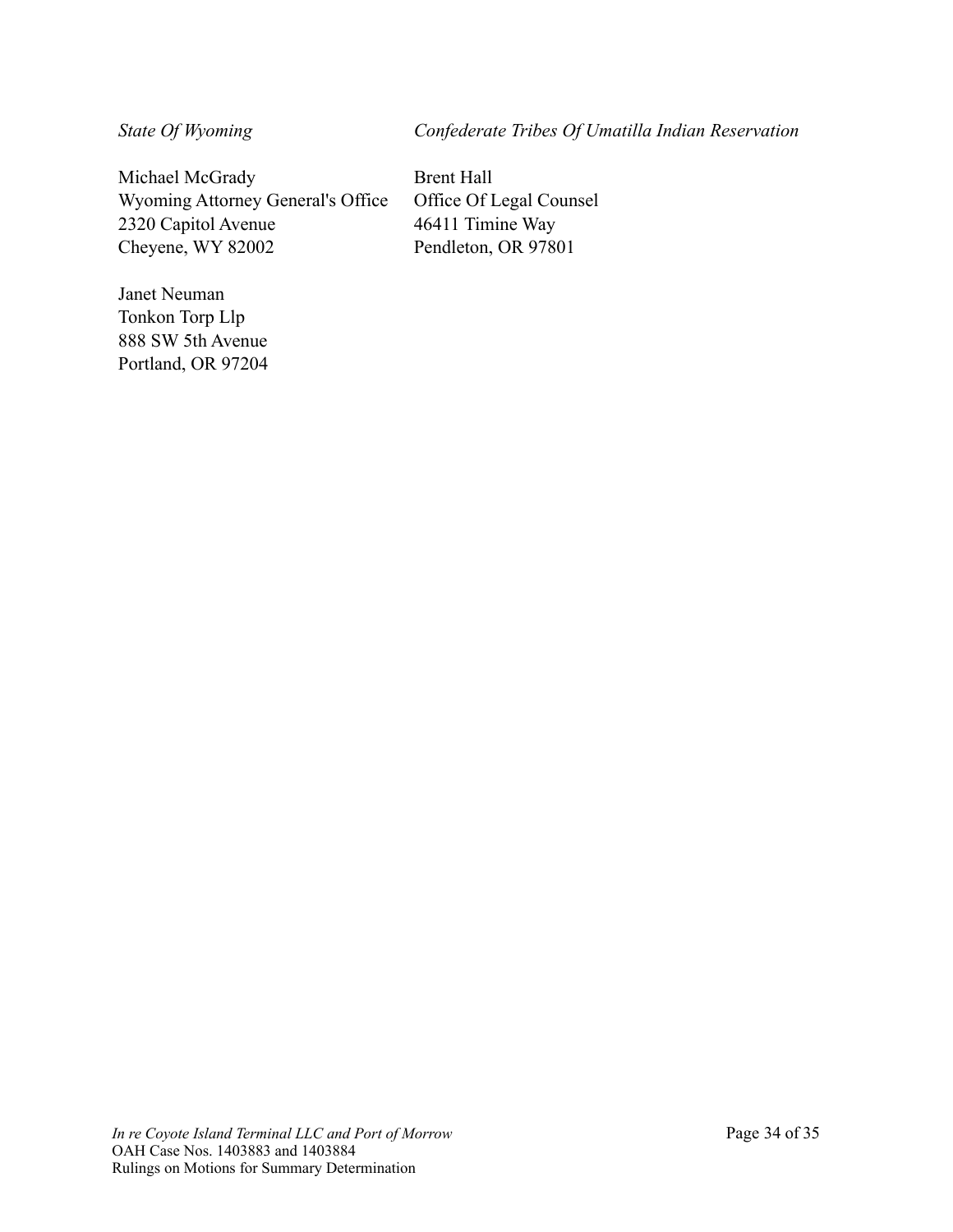*State Of Wyoming*

Michael McGrady
Wyoming Attorney General's Office
2320 Capitol Avenue
Cheyene, WY 82002

Janet Neuman
Tonkon Torp Llp
888 SW 5th Avenue
Portland, OR 97204

*Confederate Tribes Of Umatilla Indian Reservation*

Brent Hall
Office Of Legal Counsel
46411 Timine Way
Pendleton, OR 97801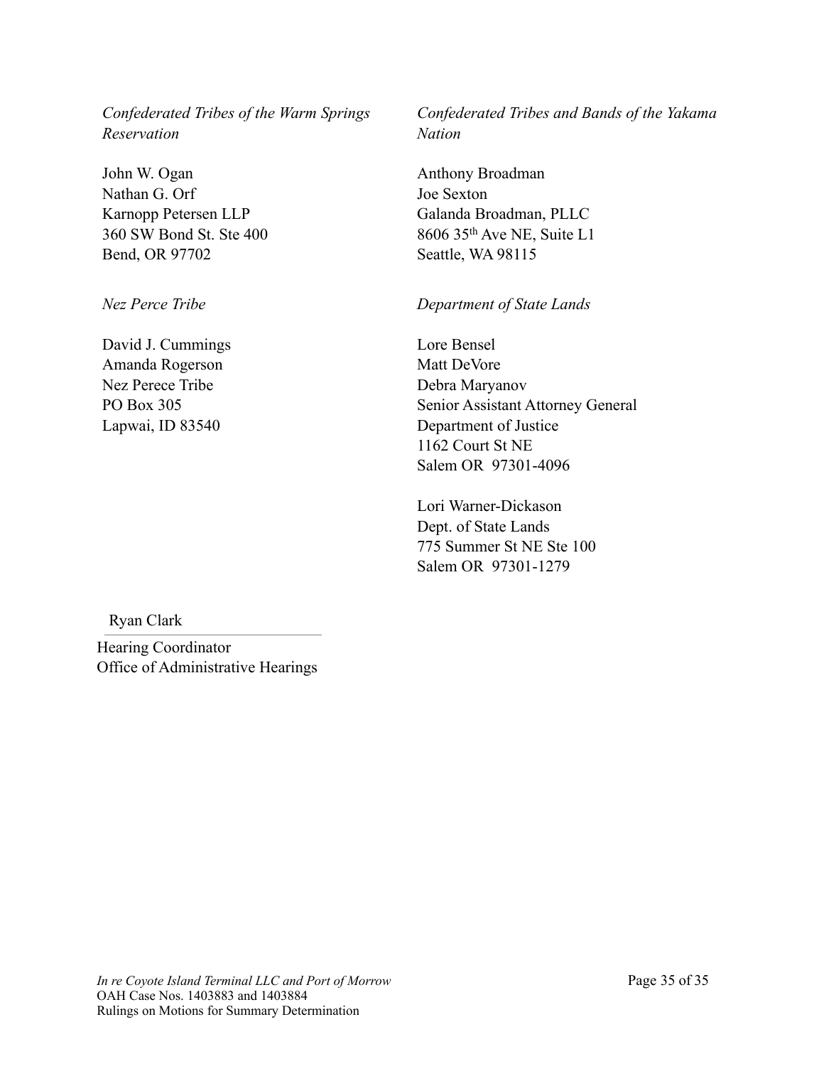*Confederated Tribes of the Warm Springs Reservation*

John W. Ogan
Nathan G. Orf
Karnopp Petersen LLP
360 SW Bond St. Ste 400
Bend, OR 97702

*Nez Perce Tribe*

David J. Cummings
Amanda Rogerson
Nez Perece Tribe
PO Box 305
Lapwai, ID 83540

*Confederated Tribes and Bands of the Yakama Nation*

Anthony Broadman
Joe Sexton
Galanda Broadman, PLLC
8606 35th Ave NE, Suite L1
Seattle, WA 98115

*Department of State Lands*

Lore Bensel
Matt DeVore
Debra Maryanov
Senior Assistant Attorney General
Department of Justice
1162 Court St NE
Salem OR 97301-4096

Lori Warner-Dickason
Dept. of State Lands
775 Summer St NE Ste 100
Salem OR 97301-1279

Ryan Clark

Hearing Coordinator
Office of Administrative Hearings